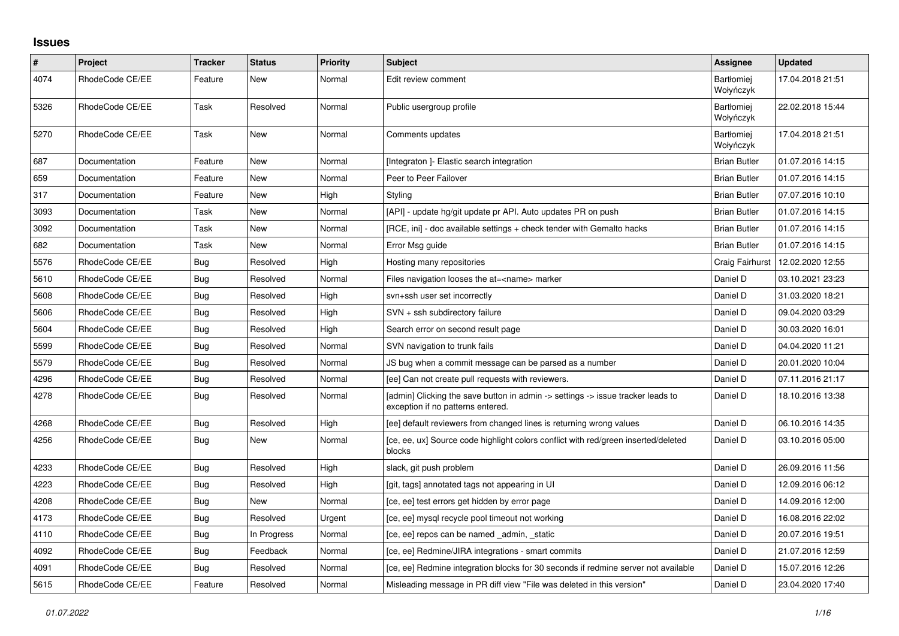## Issues

| # | Project | Tracker | Status | Priority | Subject | Assignee | Updated |
|---|---|---|---|---|---|---|---|
| 4074 | RhodeCode CE/EE | Feature | New | Normal | Edit review comment | Bartłomiej Wołyńczyk | 17.04.2018 21:51 |
| 5326 | RhodeCode CE/EE | Task | Resolved | Normal | Public usergroup profile | Bartłomiej Wołyńczyk | 22.02.2018 15:44 |
| 5270 | RhodeCode CE/EE | Task | New | Normal | Comments updates | Bartłomiej Wołyńczyk | 17.04.2018 21:51 |
| 687 | Documentation | Feature | New | Normal | [Integraton ]- Elastic search integration | Brian Butler | 01.07.2016 14:15 |
| 659 | Documentation | Feature | New | Normal | Peer to Peer Failover | Brian Butler | 01.07.2016 14:15 |
| 317 | Documentation | Feature | New | High | Styling | Brian Butler | 07.07.2016 10:10 |
| 3093 | Documentation | Task | New | Normal | [API] - update hg/git update pr API. Auto updates PR on push | Brian Butler | 01.07.2016 14:15 |
| 3092 | Documentation | Task | New | Normal | [RCE, ini] - doc available settings + check tender with Gemalto hacks | Brian Butler | 01.07.2016 14:15 |
| 682 | Documentation | Task | New | Normal | Error Msg guide | Brian Butler | 01.07.2016 14:15 |
| 5576 | RhodeCode CE/EE | Bug | Resolved | High | Hosting many repositories | Craig Fairhurst | 12.02.2020 12:55 |
| 5610 | RhodeCode CE/EE | Bug | Resolved | Normal | Files navigation looses the at=<name> marker | Daniel D | 03.10.2021 23:23 |
| 5608 | RhodeCode CE/EE | Bug | Resolved | High | svn+ssh user set incorrectly | Daniel D | 31.03.2020 18:21 |
| 5606 | RhodeCode CE/EE | Bug | Resolved | High | SVN + ssh subdirectory failure | Daniel D | 09.04.2020 03:29 |
| 5604 | RhodeCode CE/EE | Bug | Resolved | High | Search error on second result page | Daniel D | 30.03.2020 16:01 |
| 5599 | RhodeCode CE/EE | Bug | Resolved | Normal | SVN navigation to trunk fails | Daniel D | 04.04.2020 11:21 |
| 5579 | RhodeCode CE/EE | Bug | Resolved | Normal | JS bug when a commit message can be parsed as a number | Daniel D | 20.01.2020 10:04 |
| 4296 | RhodeCode CE/EE | Bug | Resolved | Normal | [ee] Can not create pull requests with reviewers. | Daniel D | 07.11.2016 21:17 |
| 4278 | RhodeCode CE/EE | Bug | Resolved | Normal | [admin] Clicking the save button in admin -> settings -> issue tracker leads to exception if no patterns entered. | Daniel D | 18.10.2016 13:38 |
| 4268 | RhodeCode CE/EE | Bug | Resolved | High | [ee] default reviewers from changed lines is returning wrong values | Daniel D | 06.10.2016 14:35 |
| 4256 | RhodeCode CE/EE | Bug | New | Normal | [ce, ee, ux] Source code highlight colors conflict with red/green inserted/deleted blocks | Daniel D | 03.10.2016 05:00 |
| 4233 | RhodeCode CE/EE | Bug | Resolved | High | slack, git push problem | Daniel D | 26.09.2016 11:56 |
| 4223 | RhodeCode CE/EE | Bug | Resolved | High | [git, tags] annotated tags not appearing in UI | Daniel D | 12.09.2016 06:12 |
| 4208 | RhodeCode CE/EE | Bug | New | Normal | [ce, ee] test errors get hidden by error page | Daniel D | 14.09.2016 12:00 |
| 4173 | RhodeCode CE/EE | Bug | Resolved | Urgent | [ce, ee] mysql recycle pool timeout not working | Daniel D | 16.08.2016 22:02 |
| 4110 | RhodeCode CE/EE | Bug | In Progress | Normal | [ce, ee] repos can be named _admin, _static | Daniel D | 20.07.2016 19:51 |
| 4092 | RhodeCode CE/EE | Bug | Feedback | Normal | [ce, ee] Redmine/JIRA integrations - smart commits | Daniel D | 21.07.2016 12:59 |
| 4091 | RhodeCode CE/EE | Bug | Resolved | Normal | [ce, ee] Redmine integration blocks for 30 seconds if redmine server not available | Daniel D | 15.07.2016 12:26 |
| 5615 | RhodeCode CE/EE | Feature | Resolved | Normal | Misleading message in PR diff view "File was deleted in this version" | Daniel D | 23.04.2020 17:40 |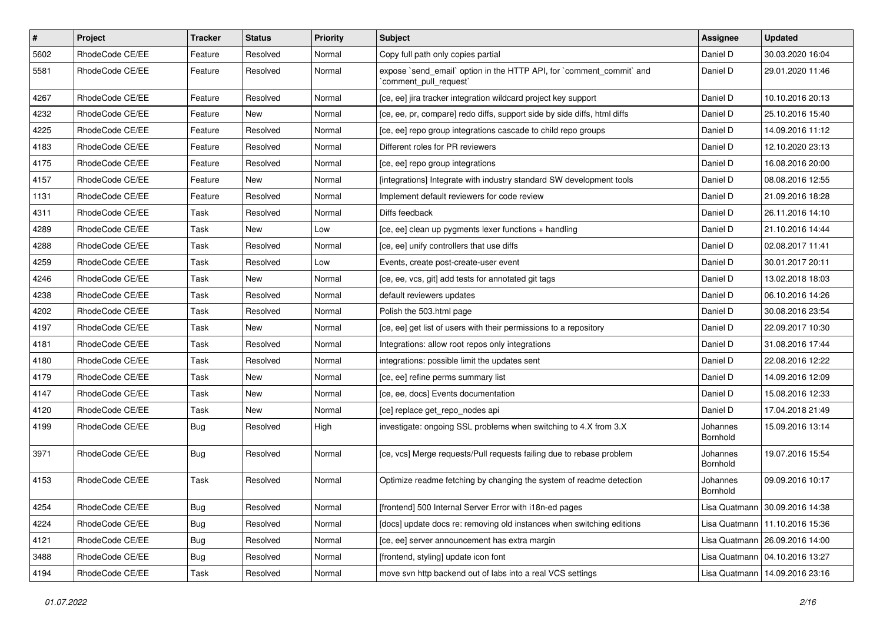| # | Project | Tracker | Status | Priority | Subject | Assignee | Updated |
|---|---|---|---|---|---|---|---|
| 5602 | RhodeCode CE/EE | Feature | Resolved | Normal | Copy full path only copies partial | Daniel D | 30.03.2020 16:04 |
| 5581 | RhodeCode CE/EE | Feature | Resolved | Normal | expose `send_email` option in the HTTP API, for `comment_commit` and `comment_pull_request` | Daniel D | 29.01.2020 11:46 |
| 4267 | RhodeCode CE/EE | Feature | Resolved | Normal | [ce, ee] jira tracker integration wildcard project key support | Daniel D | 10.10.2016 20:13 |
| 4232 | RhodeCode CE/EE | Feature | New | Normal | [ce, ee, pr, compare] redo diffs, support side by side diffs, html diffs | Daniel D | 25.10.2016 15:40 |
| 4225 | RhodeCode CE/EE | Feature | Resolved | Normal | [ce, ee] repo group integrations cascade to child repo groups | Daniel D | 14.09.2016 11:12 |
| 4183 | RhodeCode CE/EE | Feature | Resolved | Normal | Different roles for PR reviewers | Daniel D | 12.10.2020 23:13 |
| 4175 | RhodeCode CE/EE | Feature | Resolved | Normal | [ce, ee] repo group integrations | Daniel D | 16.08.2016 20:00 |
| 4157 | RhodeCode CE/EE | Feature | New | Normal | [integrations] Integrate with industry standard SW development tools | Daniel D | 08.08.2016 12:55 |
| 1131 | RhodeCode CE/EE | Feature | Resolved | Normal | Implement default reviewers for code review | Daniel D | 21.09.2016 18:28 |
| 4311 | RhodeCode CE/EE | Task | Resolved | Normal | Diffs feedback | Daniel D | 26.11.2016 14:10 |
| 4289 | RhodeCode CE/EE | Task | New | Low | [ce, ee] clean up pygments lexer functions + handling | Daniel D | 21.10.2016 14:44 |
| 4288 | RhodeCode CE/EE | Task | Resolved | Normal | [ce, ee] unify controllers that use diffs | Daniel D | 02.08.2017 11:41 |
| 4259 | RhodeCode CE/EE | Task | Resolved | Low | Events, create post-create-user event | Daniel D | 30.01.2017 20:11 |
| 4246 | RhodeCode CE/EE | Task | New | Normal | [ce, ee, vcs, git] add tests for annotated git tags | Daniel D | 13.02.2018 18:03 |
| 4238 | RhodeCode CE/EE | Task | Resolved | Normal | default reviewers updates | Daniel D | 06.10.2016 14:26 |
| 4202 | RhodeCode CE/EE | Task | Resolved | Normal | Polish the 503.html page | Daniel D | 30.08.2016 23:54 |
| 4197 | RhodeCode CE/EE | Task | New | Normal | [ce, ee] get list of users with their permissions to a repository | Daniel D | 22.09.2017 10:30 |
| 4181 | RhodeCode CE/EE | Task | Resolved | Normal | Integrations: allow root repos only integrations | Daniel D | 31.08.2016 17:44 |
| 4180 | RhodeCode CE/EE | Task | Resolved | Normal | integrations: possible limit the updates sent | Daniel D | 22.08.2016 12:22 |
| 4179 | RhodeCode CE/EE | Task | New | Normal | [ce, ee] refine perms summary list | Daniel D | 14.09.2016 12:09 |
| 4147 | RhodeCode CE/EE | Task | New | Normal | [ce, ee, docs] Events documentation | Daniel D | 15.08.2016 12:33 |
| 4120 | RhodeCode CE/EE | Task | New | Normal | [ce] replace get_repo_nodes api | Daniel D | 17.04.2018 21:49 |
| 4199 | RhodeCode CE/EE | Bug | Resolved | High | investigate: ongoing SSL problems when switching to 4.X from 3.X | Johannes Bornhold | 15.09.2016 13:14 |
| 3971 | RhodeCode CE/EE | Bug | Resolved | Normal | [ce, vcs] Merge requests/Pull requests failing due to rebase problem | Johannes Bornhold | 19.07.2016 15:54 |
| 4153 | RhodeCode CE/EE | Task | Resolved | Normal | Optimize readme fetching by changing the system of readme detection | Johannes Bornhold | 09.09.2016 10:17 |
| 4254 | RhodeCode CE/EE | Bug | Resolved | Normal | [frontend] 500 Internal Server Error with i18n-ed pages | Lisa Quatmann | 30.09.2016 14:38 |
| 4224 | RhodeCode CE/EE | Bug | Resolved | Normal | [docs] update docs re: removing old instances when switching editions | Lisa Quatmann | 11.10.2016 15:36 |
| 4121 | RhodeCode CE/EE | Bug | Resolved | Normal | [ce, ee] server announcement has extra margin | Lisa Quatmann | 26.09.2016 14:00 |
| 3488 | RhodeCode CE/EE | Bug | Resolved | Normal | [frontend, styling] update icon font | Lisa Quatmann | 04.10.2016 13:27 |
| 4194 | RhodeCode CE/EE | Task | Resolved | Normal | move svn http backend out of labs into a real VCS settings | Lisa Quatmann | 14.09.2016 23:16 |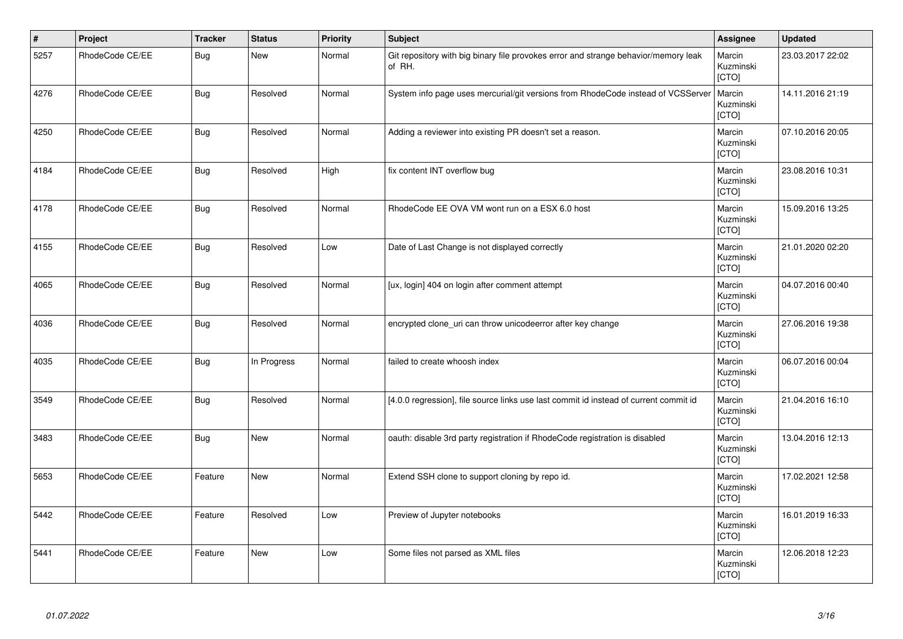| # | Project | Tracker | Status | Priority | Subject | Assignee | Updated |
| --- | --- | --- | --- | --- | --- | --- | --- |
| 5257 | RhodeCode CE/EE | Bug | New | Normal | Git repository with big binary file provokes error and strange behavior/memory leak of RH. | Marcin Kuzminski [CTO] | 23.03.2017 22:02 |
| 4276 | RhodeCode CE/EE | Bug | Resolved | Normal | System info page uses mercurial/git versions from RhodeCode instead of VCSServer | Marcin Kuzminski [CTO] | 14.11.2016 21:19 |
| 4250 | RhodeCode CE/EE | Bug | Resolved | Normal | Adding a reviewer into existing PR doesn't set a reason. | Marcin Kuzminski [CTO] | 07.10.2016 20:05 |
| 4184 | RhodeCode CE/EE | Bug | Resolved | High | fix content INT overflow bug | Marcin Kuzminski [CTO] | 23.08.2016 10:31 |
| 4178 | RhodeCode CE/EE | Bug | Resolved | Normal | RhodeCode EE OVA VM wont run on a ESX 6.0 host | Marcin Kuzminski [CTO] | 15.09.2016 13:25 |
| 4155 | RhodeCode CE/EE | Bug | Resolved | Low | Date of Last Change is not displayed correctly | Marcin Kuzminski [CTO] | 21.01.2020 02:20 |
| 4065 | RhodeCode CE/EE | Bug | Resolved | Normal | [ux, login] 404 on login after comment attempt | Marcin Kuzminski [CTO] | 04.07.2016 00:40 |
| 4036 | RhodeCode CE/EE | Bug | Resolved | Normal | encrypted clone_uri can throw unicodeerror after key change | Marcin Kuzminski [CTO] | 27.06.2016 19:38 |
| 4035 | RhodeCode CE/EE | Bug | In Progress | Normal | failed to create whoosh index | Marcin Kuzminski [CTO] | 06.07.2016 00:04 |
| 3549 | RhodeCode CE/EE | Bug | Resolved | Normal | [4.0.0 regression], file source links use last commit id instead of current commit id | Marcin Kuzminski [CTO] | 21.04.2016 16:10 |
| 3483 | RhodeCode CE/EE | Bug | New | Normal | oauth: disable 3rd party registration if RhodeCode registration is disabled | Marcin Kuzminski [CTO] | 13.04.2016 12:13 |
| 5653 | RhodeCode CE/EE | Feature | New | Normal | Extend SSH clone to support cloning by repo id. | Marcin Kuzminski [CTO] | 17.02.2021 12:58 |
| 5442 | RhodeCode CE/EE | Feature | Resolved | Low | Preview of Jupyter notebooks | Marcin Kuzminski [CTO] | 16.01.2019 16:33 |
| 5441 | RhodeCode CE/EE | Feature | New | Low | Some files not parsed as XML files | Marcin Kuzminski [CTO] | 12.06.2018 12:23 |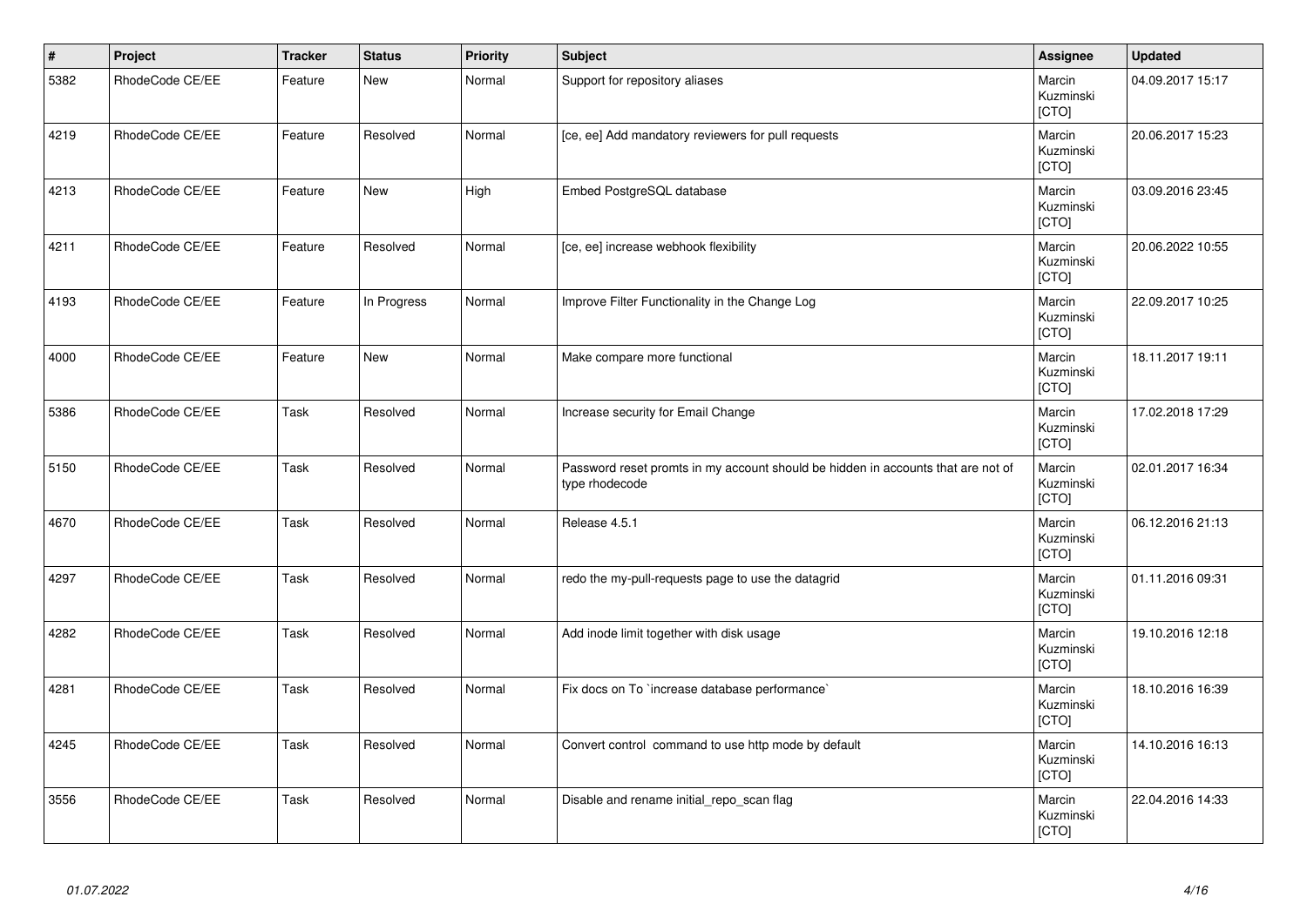| # | Project | Tracker | Status | Priority | Subject | Assignee | Updated |
|---|---|---|---|---|---|---|---|
| 5382 | RhodeCode CE/EE | Feature | New | Normal | Support for repository aliases | Marcin Kuzminski [CTO] | 04.09.2017 15:17 |
| 4219 | RhodeCode CE/EE | Feature | Resolved | Normal | [ce, ee] Add mandatory reviewers for pull requests | Marcin Kuzminski [CTO] | 20.06.2017 15:23 |
| 4213 | RhodeCode CE/EE | Feature | New | High | Embed PostgreSQL database | Marcin Kuzminski [CTO] | 03.09.2016 23:45 |
| 4211 | RhodeCode CE/EE | Feature | Resolved | Normal | [ce, ee] increase webhook flexibility | Marcin Kuzminski [CTO] | 20.06.2022 10:55 |
| 4193 | RhodeCode CE/EE | Feature | In Progress | Normal | Improve Filter Functionality in the Change Log | Marcin Kuzminski [CTO] | 22.09.2017 10:25 |
| 4000 | RhodeCode CE/EE | Feature | New | Normal | Make compare more functional | Marcin Kuzminski [CTO] | 18.11.2017 19:11 |
| 5386 | RhodeCode CE/EE | Task | Resolved | Normal | Increase security for Email Change | Marcin Kuzminski [CTO] | 17.02.2018 17:29 |
| 5150 | RhodeCode CE/EE | Task | Resolved | Normal | Password reset promts in my account should be hidden in accounts that are not of type rhodecode | Marcin Kuzminski [CTO] | 02.01.2017 16:34 |
| 4670 | RhodeCode CE/EE | Task | Resolved | Normal | Release 4.5.1 | Marcin Kuzminski [CTO] | 06.12.2016 21:13 |
| 4297 | RhodeCode CE/EE | Task | Resolved | Normal | redo the my-pull-requests page to use the datagrid | Marcin Kuzminski [CTO] | 01.11.2016 09:31 |
| 4282 | RhodeCode CE/EE | Task | Resolved | Normal | Add inode limit together with disk usage | Marcin Kuzminski [CTO] | 19.10.2016 12:18 |
| 4281 | RhodeCode CE/EE | Task | Resolved | Normal | Fix docs on To `increase database performance` | Marcin Kuzminski [CTO] | 18.10.2016 16:39 |
| 4245 | RhodeCode CE/EE | Task | Resolved | Normal | Convert control command to use http mode by default | Marcin Kuzminski [CTO] | 14.10.2016 16:13 |
| 3556 | RhodeCode CE/EE | Task | Resolved | Normal | Disable and rename initial_repo_scan flag | Marcin Kuzminski [CTO] | 22.04.2016 14:33 |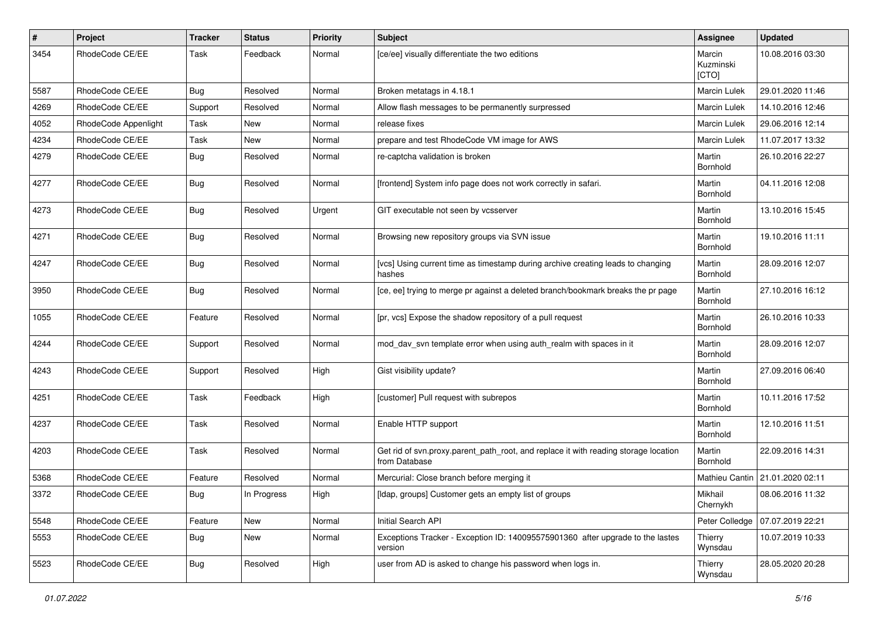| # | Project | Tracker | Status | Priority | Subject | Assignee | Updated |
| --- | --- | --- | --- | --- | --- | --- | --- |
| 3454 | RhodeCode CE/EE | Task | Feedback | Normal | [ce/ee] visually differentiate the two editions | Marcin Kuzminski [CTO] | 10.08.2016 03:30 |
| 5587 | RhodeCode CE/EE | Bug | Resolved | Normal | Broken metatags in 4.18.1 | Marcin Lulek | 29.01.2020 11:46 |
| 4269 | RhodeCode CE/EE | Support | Resolved | Normal | Allow flash messages to be permanently surpressed | Marcin Lulek | 14.10.2016 12:46 |
| 4052 | RhodeCode Appenlight | Task | New | Normal | release fixes | Marcin Lulek | 29.06.2016 12:14 |
| 4234 | RhodeCode CE/EE | Task | New | Normal | prepare and test RhodeCode VM image for AWS | Marcin Lulek | 11.07.2017 13:32 |
| 4279 | RhodeCode CE/EE | Bug | Resolved | Normal | re-captcha validation is broken | Martin Bornhold | 26.10.2016 22:27 |
| 4277 | RhodeCode CE/EE | Bug | Resolved | Normal | [frontend] System info page does not work correctly in safari. | Martin Bornhold | 04.11.2016 12:08 |
| 4273 | RhodeCode CE/EE | Bug | Resolved | Urgent | GIT executable not seen by vcsserver | Martin Bornhold | 13.10.2016 15:45 |
| 4271 | RhodeCode CE/EE | Bug | Resolved | Normal | Browsing new repository groups via SVN issue | Martin Bornhold | 19.10.2016 11:11 |
| 4247 | RhodeCode CE/EE | Bug | Resolved | Normal | [vcs] Using current time as timestamp during archive creating leads to changing hashes | Martin Bornhold | 28.09.2016 12:07 |
| 3950 | RhodeCode CE/EE | Bug | Resolved | Normal | [ce, ee] trying to merge pr against a deleted branch/bookmark breaks the pr page | Martin Bornhold | 27.10.2016 16:12 |
| 1055 | RhodeCode CE/EE | Feature | Resolved | Normal | [pr, vcs] Expose the shadow repository of a pull request | Martin Bornhold | 26.10.2016 10:33 |
| 4244 | RhodeCode CE/EE | Support | Resolved | Normal | mod_dav_svn template error when using auth_realm with spaces in it | Martin Bornhold | 28.09.2016 12:07 |
| 4243 | RhodeCode CE/EE | Support | Resolved | High | Gist visibility update? | Martin Bornhold | 27.09.2016 06:40 |
| 4251 | RhodeCode CE/EE | Task | Feedback | High | [customer] Pull request with subrepos | Martin Bornhold | 10.11.2016 17:52 |
| 4237 | RhodeCode CE/EE | Task | Resolved | Normal | Enable HTTP support | Martin Bornhold | 12.10.2016 11:51 |
| 4203 | RhodeCode CE/EE | Task | Resolved | Normal | Get rid of svn.proxy.parent_path_root, and replace it with reading storage location from Database | Martin Bornhold | 22.09.2016 14:31 |
| 5368 | RhodeCode CE/EE | Feature | Resolved | Normal | Mercurial: Close branch before merging it | Mathieu Cantin | 21.01.2020 02:11 |
| 3372 | RhodeCode CE/EE | Bug | In Progress | High | [ldap, groups] Customer gets an empty list of groups | Mikhail Chernykh | 08.06.2016 11:32 |
| 5548 | RhodeCode CE/EE | Feature | New | Normal | Initial Search API | Peter Colledge | 07.07.2019 22:21 |
| 5553 | RhodeCode CE/EE | Bug | New | Normal | Exceptions Tracker - Exception ID: 140095575901360 after upgrade to the lastes version | Thierry Wynsdau | 10.07.2019 10:33 |
| 5523 | RhodeCode CE/EE | Bug | Resolved | High | user from AD is asked to change his password when logs in. | Thierry Wynsdau | 28.05.2020 20:28 |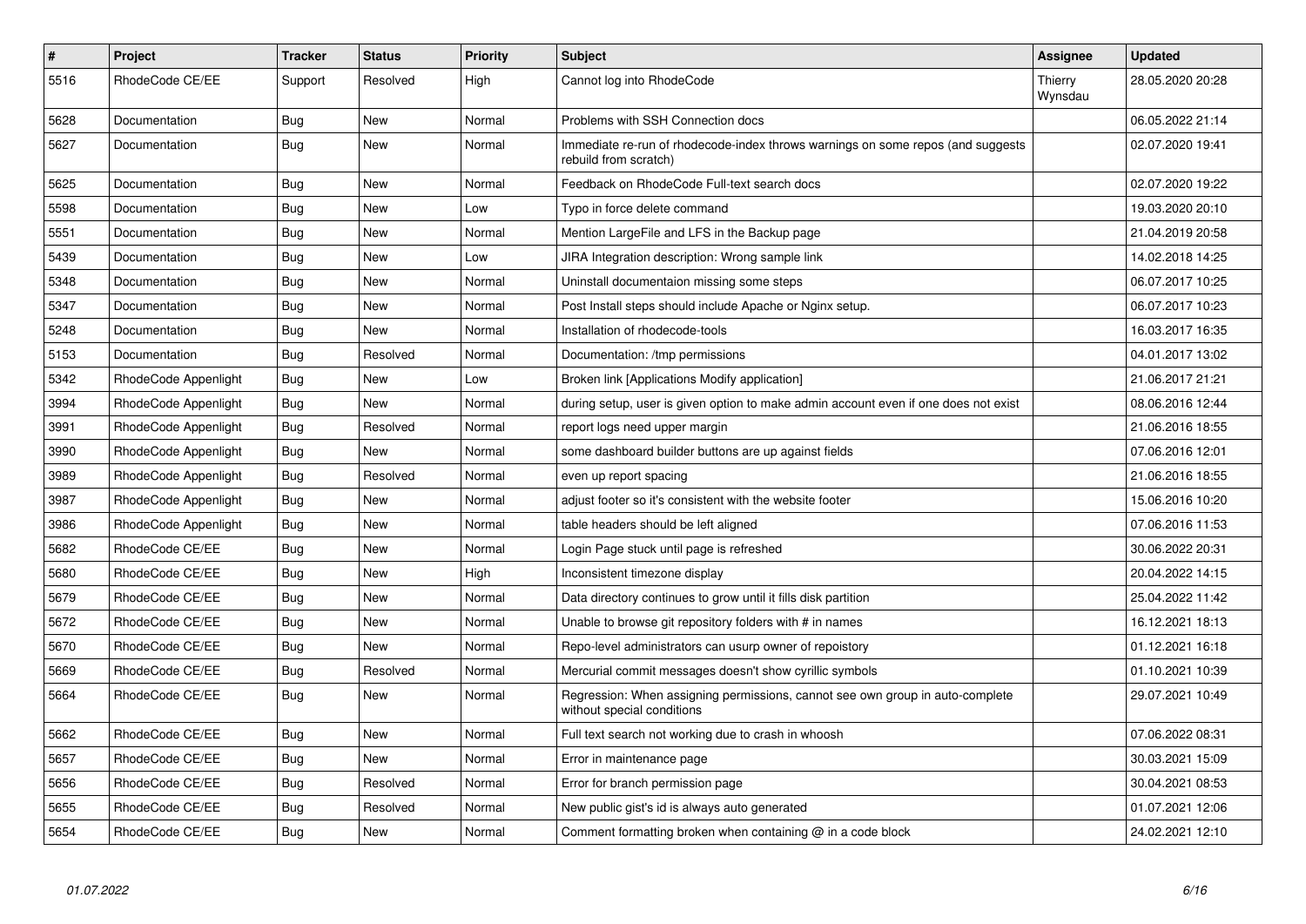| # | Project | Tracker | Status | Priority | Subject | Assignee | Updated |
|---|---|---|---|---|---|---|---|
| 5516 | RhodeCode CE/EE | Support | Resolved | High | Cannot log into RhodeCode | Thierry Wynsdau | 28.05.2020 20:28 |
| 5628 | Documentation | Bug | New | Normal | Problems with SSH Connection docs | | 06.05.2022 21:14 |
| 5627 | Documentation | Bug | New | Normal | Immediate re-run of rhodecode-index throws warnings on some repos (and suggests rebuild from scratch) | | 02.07.2020 19:41 |
| 5625 | Documentation | Bug | New | Normal | Feedback on RhodeCode Full-text search docs | | 02.07.2020 19:22 |
| 5598 | Documentation | Bug | New | Low | Typo in force delete command | | 19.03.2020 20:10 |
| 5551 | Documentation | Bug | New | Normal | Mention LargeFile and LFS in the Backup page | | 21.04.2019 20:58 |
| 5439 | Documentation | Bug | New | Low | JIRA Integration description: Wrong sample link | | 14.02.2018 14:25 |
| 5348 | Documentation | Bug | New | Normal | Uninstall documentaion missing some steps | | 06.07.2017 10:25 |
| 5347 | Documentation | Bug | New | Normal | Post Install steps should include Apache or Nginx setup. | | 06.07.2017 10:23 |
| 5248 | Documentation | Bug | New | Normal | Installation of rhodecode-tools | | 16.03.2017 16:35 |
| 5153 | Documentation | Bug | Resolved | Normal | Documentation: /tmp permissions | | 04.01.2017 13:02 |
| 5342 | RhodeCode Appenlight | Bug | New | Low | Broken link [Applications Modify application] | | 21.06.2017 21:21 |
| 3994 | RhodeCode Appenlight | Bug | New | Normal | during setup, user is given option to make admin account even if one does not exist | | 08.06.2016 12:44 |
| 3991 | RhodeCode Appenlight | Bug | Resolved | Normal | report logs need upper margin | | 21.06.2016 18:55 |
| 3990 | RhodeCode Appenlight | Bug | New | Normal | some dashboard builder buttons are up against fields | | 07.06.2016 12:01 |
| 3989 | RhodeCode Appenlight | Bug | Resolved | Normal | even up report spacing | | 21.06.2016 18:55 |
| 3987 | RhodeCode Appenlight | Bug | New | Normal | adjust footer so it's consistent with the website footer | | 15.06.2016 10:20 |
| 3986 | RhodeCode Appenlight | Bug | New | Normal | table headers should be left aligned | | 07.06.2016 11:53 |
| 5682 | RhodeCode CE/EE | Bug | New | Normal | Login Page stuck until page is refreshed | | 30.06.2022 20:31 |
| 5680 | RhodeCode CE/EE | Bug | New | High | Inconsistent timezone display | | 20.04.2022 14:15 |
| 5679 | RhodeCode CE/EE | Bug | New | Normal | Data directory continues to grow until it fills disk partition | | 25.04.2022 11:42 |
| 5672 | RhodeCode CE/EE | Bug | New | Normal | Unable to browse git repository folders with # in names | | 16.12.2021 18:13 |
| 5670 | RhodeCode CE/EE | Bug | New | Normal | Repo-level administrators can usurp owner of repoistory | | 01.12.2021 16:18 |
| 5669 | RhodeCode CE/EE | Bug | Resolved | Normal | Mercurial commit messages doesn't show cyrillic symbols | | 01.10.2021 10:39 |
| 5664 | RhodeCode CE/EE | Bug | New | Normal | Regression: When assigning permissions, cannot see own group in auto-complete without special conditions | | 29.07.2021 10:49 |
| 5662 | RhodeCode CE/EE | Bug | New | Normal | Full text search not working due to crash in whoosh | | 07.06.2022 08:31 |
| 5657 | RhodeCode CE/EE | Bug | New | Normal | Error in maintenance page | | 30.03.2021 15:09 |
| 5656 | RhodeCode CE/EE | Bug | Resolved | Normal | Error for branch permission page | | 30.04.2021 08:53 |
| 5655 | RhodeCode CE/EE | Bug | Resolved | Normal | New public gist's id is always auto generated | | 01.07.2021 12:06 |
| 5654 | RhodeCode CE/EE | Bug | New | Normal | Comment formatting broken when containing @ in a code block | | 24.02.2021 12:10 |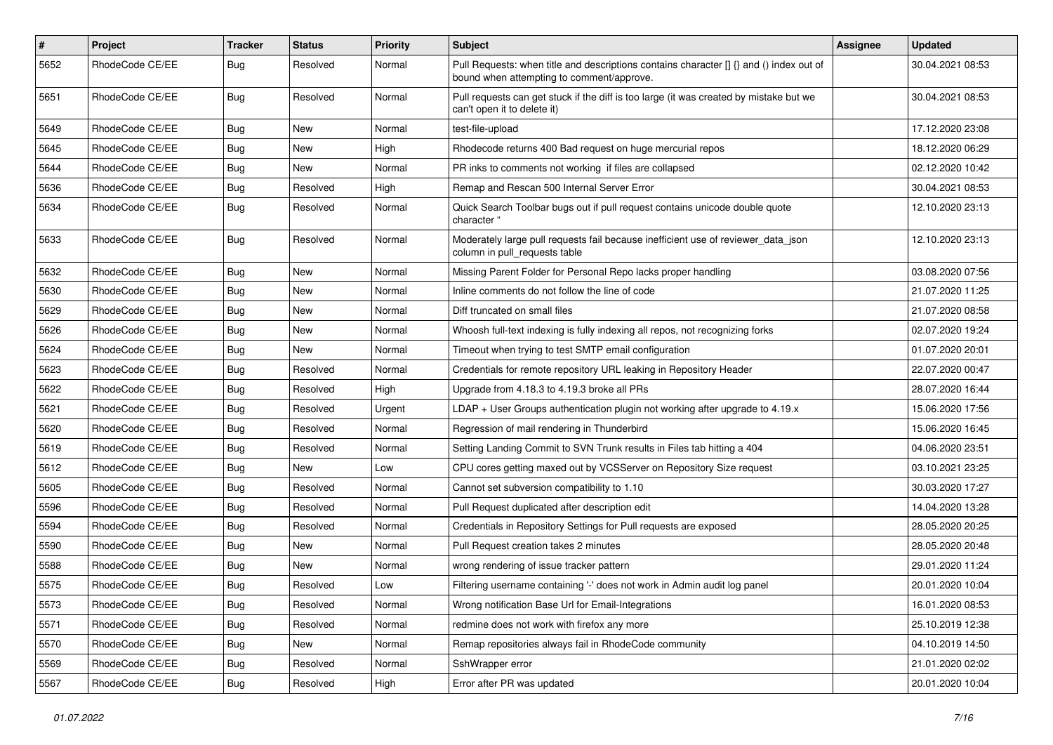| # | Project | Tracker | Status | Priority | Subject | Assignee | Updated |
|---|---|---|---|---|---|---|---|
| 5652 | RhodeCode CE/EE | Bug | Resolved | Normal | Pull Requests: when title and descriptions contains character [] {} and () index out of bound when attempting to comment/approve. | | 30.04.2021 08:53 |
| 5651 | RhodeCode CE/EE | Bug | Resolved | Normal | Pull requests can get stuck if the diff is too large (it was created by mistake but we can't open it to delete it) | | 30.04.2021 08:53 |
| 5649 | RhodeCode CE/EE | Bug | New | Normal | test-file-upload | | 17.12.2020 23:08 |
| 5645 | RhodeCode CE/EE | Bug | New | High | Rhodecode returns 400 Bad request on huge mercurial repos | | 18.12.2020 06:29 |
| 5644 | RhodeCode CE/EE | Bug | New | Normal | PR inks to comments not working if files are collapsed | | 02.12.2020 10:42 |
| 5636 | RhodeCode CE/EE | Bug | Resolved | High | Remap and Rescan 500 Internal Server Error | | 30.04.2021 08:53 |
| 5634 | RhodeCode CE/EE | Bug | Resolved | Normal | Quick Search Toolbar bugs out if pull request contains unicode double quote character " | | 12.10.2020 23:13 |
| 5633 | RhodeCode CE/EE | Bug | Resolved | Normal | Moderately large pull requests fail because inefficient use of reviewer_data_json column in pull_requests table | | 12.10.2020 23:13 |
| 5632 | RhodeCode CE/EE | Bug | New | Normal | Missing Parent Folder for Personal Repo lacks proper handling | | 03.08.2020 07:56 |
| 5630 | RhodeCode CE/EE | Bug | New | Normal | Inline comments do not follow the line of code | | 21.07.2020 11:25 |
| 5629 | RhodeCode CE/EE | Bug | New | Normal | Diff truncated on small files | | 21.07.2020 08:58 |
| 5626 | RhodeCode CE/EE | Bug | New | Normal | Whoosh full-text indexing is fully indexing all repos, not recognizing forks | | 02.07.2020 19:24 |
| 5624 | RhodeCode CE/EE | Bug | New | Normal | Timeout when trying to test SMTP email configuration | | 01.07.2020 20:01 |
| 5623 | RhodeCode CE/EE | Bug | Resolved | Normal | Credentials for remote repository URL leaking in Repository Header | | 22.07.2020 00:47 |
| 5622 | RhodeCode CE/EE | Bug | Resolved | High | Upgrade from 4.18.3 to 4.19.3 broke all PRs | | 28.07.2020 16:44 |
| 5621 | RhodeCode CE/EE | Bug | Resolved | Urgent | LDAP + User Groups authentication plugin not working after upgrade to 4.19.x | | 15.06.2020 17:56 |
| 5620 | RhodeCode CE/EE | Bug | Resolved | Normal | Regression of mail rendering in Thunderbird | | 15.06.2020 16:45 |
| 5619 | RhodeCode CE/EE | Bug | Resolved | Normal | Setting Landing Commit to SVN Trunk results in Files tab hitting a 404 | | 04.06.2020 23:51 |
| 5612 | RhodeCode CE/EE | Bug | New | Low | CPU cores getting maxed out by VCSServer on Repository Size request | | 03.10.2021 23:25 |
| 5605 | RhodeCode CE/EE | Bug | Resolved | Normal | Cannot set subversion compatibility to 1.10 | | 30.03.2020 17:27 |
| 5596 | RhodeCode CE/EE | Bug | Resolved | Normal | Pull Request duplicated after description edit | | 14.04.2020 13:28 |
| 5594 | RhodeCode CE/EE | Bug | Resolved | Normal | Credentials in Repository Settings for Pull requests are exposed | | 28.05.2020 20:25 |
| 5590 | RhodeCode CE/EE | Bug | New | Normal | Pull Request creation takes 2 minutes | | 28.05.2020 20:48 |
| 5588 | RhodeCode CE/EE | Bug | New | Normal | wrong rendering of issue tracker pattern | | 29.01.2020 11:24 |
| 5575 | RhodeCode CE/EE | Bug | Resolved | Low | Filtering username containing '-' does not work in Admin audit log panel | | 20.01.2020 10:04 |
| 5573 | RhodeCode CE/EE | Bug | Resolved | Normal | Wrong notification Base Url for Email-Integrations | | 16.01.2020 08:53 |
| 5571 | RhodeCode CE/EE | Bug | Resolved | Normal | redmine does not work with firefox any more | | 25.10.2019 12:38 |
| 5570 | RhodeCode CE/EE | Bug | New | Normal | Remap repositories always fail in RhodeCode community | | 04.10.2019 14:50 |
| 5569 | RhodeCode CE/EE | Bug | Resolved | Normal | SshWrapper error | | 21.01.2020 02:02 |
| 5567 | RhodeCode CE/EE | Bug | Resolved | High | Error after PR was updated | | 20.01.2020 10:04 |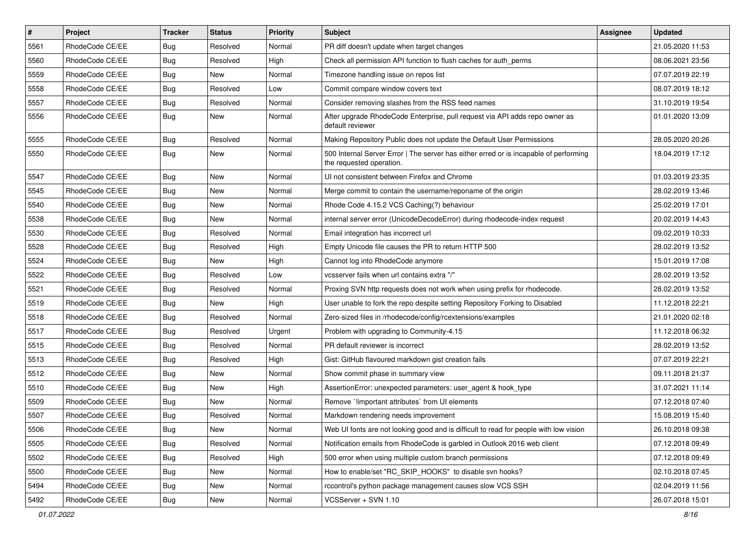| # | Project | Tracker | Status | Priority | Subject | Assignee | Updated |
| --- | --- | --- | --- | --- | --- | --- | --- |
| 5561 | RhodeCode CE/EE | Bug | Resolved | Normal | PR diff doesn't update when target changes | | 21.05.2020 11:53 |
| 5560 | RhodeCode CE/EE | Bug | Resolved | High | Check all permission API function to flush caches for auth_perms | | 08.06.2021 23:56 |
| 5559 | RhodeCode CE/EE | Bug | New | Normal | Timezone handling issue on repos list | | 07.07.2019 22:19 |
| 5558 | RhodeCode CE/EE | Bug | Resolved | Low | Commit compare window covers text | | 08.07.2019 18:12 |
| 5557 | RhodeCode CE/EE | Bug | Resolved | Normal | Consider removing slashes from the RSS feed names | | 31.10.2019 19:54 |
| 5556 | RhodeCode CE/EE | Bug | New | Normal | After upgrade RhodeCode Enterprise, pull request via API adds repo owner as default reviewer | | 01.01.2020 13:09 |
| 5555 | RhodeCode CE/EE | Bug | Resolved | Normal | Making Repository Public does not update the Default User Permissions | | 28.05.2020 20:26 |
| 5550 | RhodeCode CE/EE | Bug | New | Normal | 500 Internal Server Error \| The server has either erred or is incapable of performing the requested operation. | | 18.04.2019 17:12 |
| 5547 | RhodeCode CE/EE | Bug | New | Normal | UI not consistent between Firefox and Chrome | | 01.03.2019 23:35 |
| 5545 | RhodeCode CE/EE | Bug | New | Normal | Merge commit to contain the username/reponame of the origin | | 28.02.2019 13:46 |
| 5540 | RhodeCode CE/EE | Bug | New | Normal | Rhode Code 4.15.2 VCS Caching(?) behaviour | | 25.02.2019 17:01 |
| 5538 | RhodeCode CE/EE | Bug | New | Normal | internal server error (UnicodeDecodeError) during rhodecode-index request | | 20.02.2019 14:43 |
| 5530 | RhodeCode CE/EE | Bug | Resolved | Normal | Email integration has incorrect url | | 09.02.2019 10:33 |
| 5528 | RhodeCode CE/EE | Bug | Resolved | High | Empty Unicode file causes the PR to return HTTP 500 | | 28.02.2019 13:52 |
| 5524 | RhodeCode CE/EE | Bug | New | High | Cannot log into RhodeCode anymore | | 15.01.2019 17:08 |
| 5522 | RhodeCode CE/EE | Bug | Resolved | Low | vcsserver fails when url contains extra "/" | | 28.02.2019 13:52 |
| 5521 | RhodeCode CE/EE | Bug | Resolved | Normal | Proxing SVN http requests does not work when using prefix for rhodecode. | | 28.02.2019 13:52 |
| 5519 | RhodeCode CE/EE | Bug | New | High | User unable to fork the repo despite setting Repository Forking to Disabled | | 11.12.2018 22:21 |
| 5518 | RhodeCode CE/EE | Bug | Resolved | Normal | Zero-sized files in /rhodecode/config/rcextensions/examples | | 21.01.2020 02:18 |
| 5517 | RhodeCode CE/EE | Bug | Resolved | Urgent | Problem with upgrading to Community-4.15 | | 11.12.2018 06:32 |
| 5515 | RhodeCode CE/EE | Bug | Resolved | Normal | PR default reviewer is incorrect | | 28.02.2019 13:52 |
| 5513 | RhodeCode CE/EE | Bug | Resolved | High | Gist: GitHub flavoured markdown gist creation fails | | 07.07.2019 22:21 |
| 5512 | RhodeCode CE/EE | Bug | New | Normal | Show commit phase in summary view | | 09.11.2018 21:37 |
| 5510 | RhodeCode CE/EE | Bug | New | High | AssertionError: unexpected parameters: user_agent & hook_type | | 31.07.2021 11:14 |
| 5509 | RhodeCode CE/EE | Bug | New | Normal | Remove `!important attributes` from UI elements | | 07.12.2018 07:40 |
| 5507 | RhodeCode CE/EE | Bug | Resolved | Normal | Markdown rendering needs improvement | | 15.08.2019 15:40 |
| 5506 | RhodeCode CE/EE | Bug | New | Normal | Web UI fonts are not looking good and is difficult to read for people with low vision | | 26.10.2018 09:38 |
| 5505 | RhodeCode CE/EE | Bug | Resolved | Normal | Notification emails from RhodeCode is garbled in Outlook 2016 web client | | 07.12.2018 09:49 |
| 5502 | RhodeCode CE/EE | Bug | Resolved | High | 500 error when using multiple custom branch permissions | | 07.12.2018 09:49 |
| 5500 | RhodeCode CE/EE | Bug | New | Normal | How to enable/set "RC_SKIP_HOOKS" to disable svn hooks? | | 02.10.2018 07:45 |
| 5494 | RhodeCode CE/EE | Bug | New | Normal | rccontrol's python package management causes slow VCS SSH | | 02.04.2019 11:56 |
| 5492 | RhodeCode CE/EE | Bug | New | Normal | VCSServer + SVN 1.10 | | 26.07.2018 15:01 |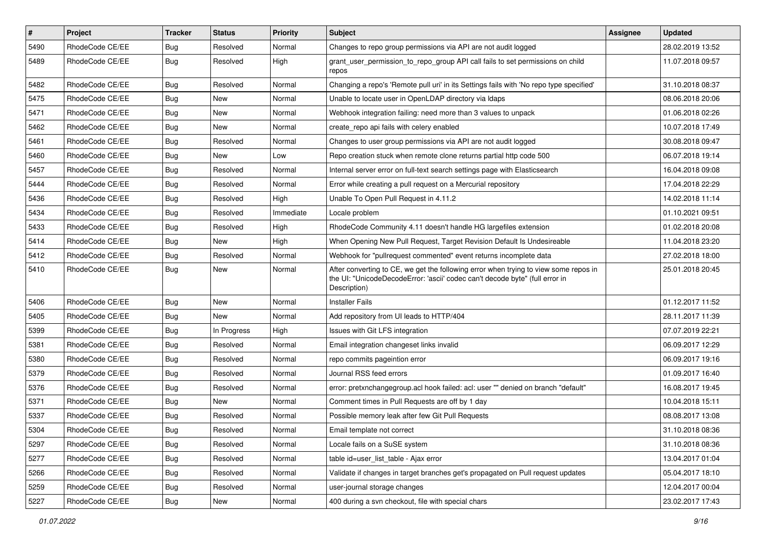| # | Project | Tracker | Status | Priority | Subject | Assignee | Updated |
|---|---|---|---|---|---|---|---|
| 5490 | RhodeCode CE/EE | Bug | Resolved | Normal | Changes to repo group permissions via API are not audit logged | | 28.02.2019 13:52 |
| 5489 | RhodeCode CE/EE | Bug | Resolved | High | grant_user_permission_to_repo_group API call fails to set permissions on child repos | | 11.07.2018 09:57 |
| 5482 | RhodeCode CE/EE | Bug | Resolved | Normal | Changing a repo's 'Remote pull uri' in its Settings fails with 'No repo type specified' | | 31.10.2018 08:37 |
| 5475 | RhodeCode CE/EE | Bug | New | Normal | Unable to locate user in OpenLDAP directory via ldaps | | 08.06.2018 20:06 |
| 5471 | RhodeCode CE/EE | Bug | New | Normal | Webhook integration failing: need more than 3 values to unpack | | 01.06.2018 02:26 |
| 5462 | RhodeCode CE/EE | Bug | New | Normal | create_repo api fails with celery enabled | | 10.07.2018 17:49 |
| 5461 | RhodeCode CE/EE | Bug | Resolved | Normal | Changes to user group permissions via API are not audit logged | | 30.08.2018 09:47 |
| 5460 | RhodeCode CE/EE | Bug | New | Low | Repo creation stuck when remote clone returns partial http code 500 | | 06.07.2018 19:14 |
| 5457 | RhodeCode CE/EE | Bug | Resolved | Normal | Internal server error on full-text search settings page with Elasticsearch | | 16.04.2018 09:08 |
| 5444 | RhodeCode CE/EE | Bug | Resolved | Normal | Error while creating a pull request on a Mercurial repository | | 17.04.2018 22:29 |
| 5436 | RhodeCode CE/EE | Bug | Resolved | High | Unable To Open Pull Request in 4.11.2 | | 14.02.2018 11:14 |
| 5434 | RhodeCode CE/EE | Bug | Resolved | Immediate | Locale problem | | 01.10.2021 09:51 |
| 5433 | RhodeCode CE/EE | Bug | Resolved | High | RhodeCode Community 4.11 doesn't handle HG largefiles extension | | 01.02.2018 20:08 |
| 5414 | RhodeCode CE/EE | Bug | New | High | When Opening New Pull Request, Target Revision Default Is Undesireable | | 11.04.2018 23:20 |
| 5412 | RhodeCode CE/EE | Bug | Resolved | Normal | Webhook for "pullrequest commented" event returns incomplete data | | 27.02.2018 18:00 |
| 5410 | RhodeCode CE/EE | Bug | New | Normal | After converting to CE, we get the following error when trying to view some repos in the UI: "UnicodeDecodeError: 'ascii' codec can't decode byte" (full error in Description) | | 25.01.2018 20:45 |
| 5406 | RhodeCode CE/EE | Bug | New | Normal | Installer Fails | | 01.12.2017 11:52 |
| 5405 | RhodeCode CE/EE | Bug | New | Normal | Add repository from UI leads to HTTP/404 | | 28.11.2017 11:39 |
| 5399 | RhodeCode CE/EE | Bug | In Progress | High | Issues with Git LFS integration | | 07.07.2019 22:21 |
| 5381 | RhodeCode CE/EE | Bug | Resolved | Normal | Email integration changeset links invalid | | 06.09.2017 12:29 |
| 5380 | RhodeCode CE/EE | Bug | Resolved | Normal | repo commits pageintion error | | 06.09.2017 19:16 |
| 5379 | RhodeCode CE/EE | Bug | Resolved | Normal | Journal RSS feed errors | | 01.09.2017 16:40 |
| 5376 | RhodeCode CE/EE | Bug | Resolved | Normal | error: pretxnchangegroup.acl hook failed: acl: user "" denied on branch "default" | | 16.08.2017 19:45 |
| 5371 | RhodeCode CE/EE | Bug | New | Normal | Comment times in Pull Requests are off by 1 day | | 10.04.2018 15:11 |
| 5337 | RhodeCode CE/EE | Bug | Resolved | Normal | Possible memory leak after few Git Pull Requests | | 08.08.2017 13:08 |
| 5304 | RhodeCode CE/EE | Bug | Resolved | Normal | Email template not correct | | 31.10.2018 08:36 |
| 5297 | RhodeCode CE/EE | Bug | Resolved | Normal | Locale fails on a SuSE system | | 31.10.2018 08:36 |
| 5277 | RhodeCode CE/EE | Bug | Resolved | Normal | table id=user_list_table - Ajax error | | 13.04.2017 01:04 |
| 5266 | RhodeCode CE/EE | Bug | Resolved | Normal | Validate if changes in target branches get's propagated on Pull request updates | | 05.04.2017 18:10 |
| 5259 | RhodeCode CE/EE | Bug | Resolved | Normal | user-journal storage changes | | 12.04.2017 00:04 |
| 5227 | RhodeCode CE/EE | Bug | New | Normal | 400 during a svn checkout, file with special chars | | 23.02.2017 17:43 |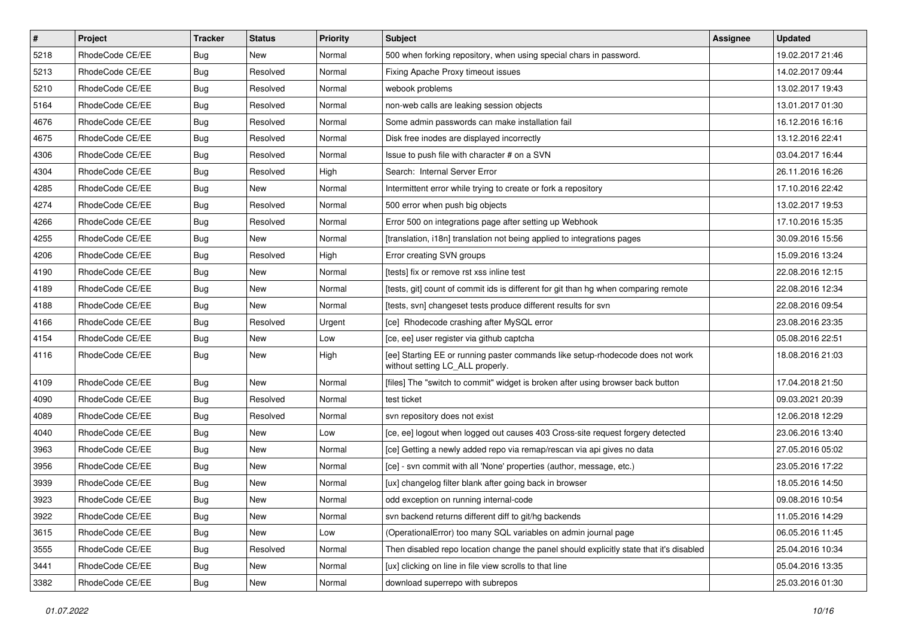| # | Project | Tracker | Status | Priority | Subject | Assignee | Updated |
|---|---|---|---|---|---|---|---|
| 5218 | RhodeCode CE/EE | Bug | New | Normal | 500 when forking repository, when using special chars in password. | | 19.02.2017 21:46 |
| 5213 | RhodeCode CE/EE | Bug | Resolved | Normal | Fixing Apache Proxy timeout issues | | 14.02.2017 09:44 |
| 5210 | RhodeCode CE/EE | Bug | Resolved | Normal | webook problems | | 13.02.2017 19:43 |
| 5164 | RhodeCode CE/EE | Bug | Resolved | Normal | non-web calls are leaking session objects | | 13.01.2017 01:30 |
| 4676 | RhodeCode CE/EE | Bug | Resolved | Normal | Some admin passwords can make installation fail | | 16.12.2016 16:16 |
| 4675 | RhodeCode CE/EE | Bug | Resolved | Normal | Disk free inodes are displayed incorrectly | | 13.12.2016 22:41 |
| 4306 | RhodeCode CE/EE | Bug | Resolved | Normal | Issue to push file with character # on a SVN | | 03.04.2017 16:44 |
| 4304 | RhodeCode CE/EE | Bug | Resolved | High | Search: Internal Server Error | | 26.11.2016 16:26 |
| 4285 | RhodeCode CE/EE | Bug | New | Normal | Intermittent error while trying to create or fork a repository | | 17.10.2016 22:42 |
| 4274 | RhodeCode CE/EE | Bug | Resolved | Normal | 500 error when push big objects | | 13.02.2017 19:53 |
| 4266 | RhodeCode CE/EE | Bug | Resolved | Normal | Error 500 on integrations page after setting up Webhook | | 17.10.2016 15:35 |
| 4255 | RhodeCode CE/EE | Bug | New | Normal | [translation, i18n] translation not being applied to integrations pages | | 30.09.2016 15:56 |
| 4206 | RhodeCode CE/EE | Bug | Resolved | High | Error creating SVN groups | | 15.09.2016 13:24 |
| 4190 | RhodeCode CE/EE | Bug | New | Normal | [tests] fix or remove rst xss inline test | | 22.08.2016 12:15 |
| 4189 | RhodeCode CE/EE | Bug | New | Normal | [tests, git] count of commit ids is different for git than hg when comparing remote | | 22.08.2016 12:34 |
| 4188 | RhodeCode CE/EE | Bug | New | Normal | [tests, svn] changeset tests produce different results for svn | | 22.08.2016 09:54 |
| 4166 | RhodeCode CE/EE | Bug | Resolved | Urgent | [ce] Rhodecode crashing after MySQL error | | 23.08.2016 23:35 |
| 4154 | RhodeCode CE/EE | Bug | New | Low | [ce, ee] user register via github captcha | | 05.08.2016 22:51 |
| 4116 | RhodeCode CE/EE | Bug | New | High | [ee] Starting EE or running paster commands like setup-rhodecode does not work without setting LC_ALL properly. | | 18.08.2016 21:03 |
| 4109 | RhodeCode CE/EE | Bug | New | Normal | [files] The "switch to commit" widget is broken after using browser back button | | 17.04.2018 21:50 |
| 4090 | RhodeCode CE/EE | Bug | Resolved | Normal | test ticket | | 09.03.2021 20:39 |
| 4089 | RhodeCode CE/EE | Bug | Resolved | Normal | svn repository does not exist | | 12.06.2018 12:29 |
| 4040 | RhodeCode CE/EE | Bug | New | Low | [ce, ee] logout when logged out causes 403 Cross-site request forgery detected | | 23.06.2016 13:40 |
| 3963 | RhodeCode CE/EE | Bug | New | Normal | [ce] Getting a newly added repo via remap/rescan via api gives no data | | 27.05.2016 05:02 |
| 3956 | RhodeCode CE/EE | Bug | New | Normal | [ce] - svn commit with all 'None' properties (author, message, etc.) | | 23.05.2016 17:22 |
| 3939 | RhodeCode CE/EE | Bug | New | Normal | [ux] changelog filter blank after going back in browser | | 18.05.2016 14:50 |
| 3923 | RhodeCode CE/EE | Bug | New | Normal | odd exception on running internal-code | | 09.08.2016 10:54 |
| 3922 | RhodeCode CE/EE | Bug | New | Normal | svn backend returns different diff to git/hg backends | | 11.05.2016 14:29 |
| 3615 | RhodeCode CE/EE | Bug | New | Low | (OperationalError) too many SQL variables on admin journal page | | 06.05.2016 11:45 |
| 3555 | RhodeCode CE/EE | Bug | Resolved | Normal | Then disabled repo location change the panel should explicitly state that it's disabled | | 25.04.2016 10:34 |
| 3441 | RhodeCode CE/EE | Bug | New | Normal | [ux] clicking on line in file view scrolls to that line | | 05.04.2016 13:35 |
| 3382 | RhodeCode CE/EE | Bug | New | Normal | download superrepo with subrepos | | 25.03.2016 01:30 |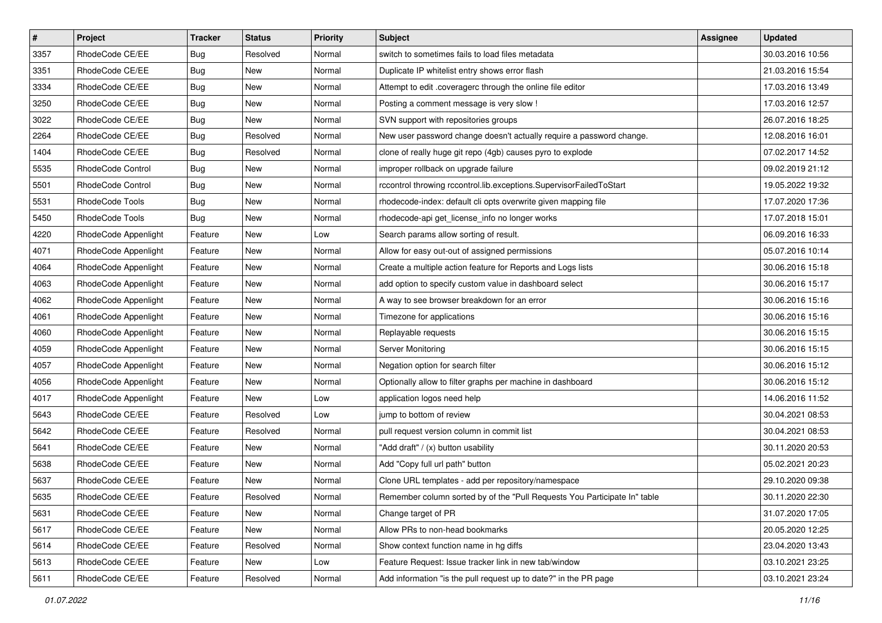| # | Project | Tracker | Status | Priority | Subject | Assignee | Updated |
|---|---|---|---|---|---|---|---|
| 3357 | RhodeCode CE/EE | Bug | Resolved | Normal | switch to sometimes fails to load files metadata | | 30.03.2016 10:56 |
| 3351 | RhodeCode CE/EE | Bug | New | Normal | Duplicate IP whitelist entry shows error flash | | 21.03.2016 15:54 |
| 3334 | RhodeCode CE/EE | Bug | New | Normal | Attempt to edit .coveragerc through the online file editor | | 17.03.2016 13:49 |
| 3250 | RhodeCode CE/EE | Bug | New | Normal | Posting a comment message is very slow ! | | 17.03.2016 12:57 |
| 3022 | RhodeCode CE/EE | Bug | New | Normal | SVN support with repositories groups | | 26.07.2016 18:25 |
| 2264 | RhodeCode CE/EE | Bug | Resolved | Normal | New user password change doesn't actually require a password change. | | 12.08.2016 16:01 |
| 1404 | RhodeCode CE/EE | Bug | Resolved | Normal | clone of really huge git repo (4gb) causes pyro to explode | | 07.02.2017 14:52 |
| 5535 | RhodeCode Control | Bug | New | Normal | improper rollback on upgrade failure | | 09.02.2019 21:12 |
| 5501 | RhodeCode Control | Bug | New | Normal | rccontrol throwing rccontrol.lib.exceptions.SupervisorFailedToStart | | 19.05.2022 19:32 |
| 5531 | RhodeCode Tools | Bug | New | Normal | rhodecode-index: default cli opts overwrite given mapping file | | 17.07.2020 17:36 |
| 5450 | RhodeCode Tools | Bug | New | Normal | rhodecode-api get_license_info no longer works | | 17.07.2018 15:01 |
| 4220 | RhodeCode Appenlight | Feature | New | Low | Search params allow sorting of result. | | 06.09.2016 16:33 |
| 4071 | RhodeCode Appenlight | Feature | New | Normal | Allow for easy out-out of assigned permissions | | 05.07.2016 10:14 |
| 4064 | RhodeCode Appenlight | Feature | New | Normal | Create a multiple action feature for Reports and Logs lists | | 30.06.2016 15:18 |
| 4063 | RhodeCode Appenlight | Feature | New | Normal | add option to specify custom value in dashboard select | | 30.06.2016 15:17 |
| 4062 | RhodeCode Appenlight | Feature | New | Normal | A way to see browser breakdown for an error | | 30.06.2016 15:16 |
| 4061 | RhodeCode Appenlight | Feature | New | Normal | Timezone for applications | | 30.06.2016 15:16 |
| 4060 | RhodeCode Appenlight | Feature | New | Normal | Replayable requests | | 30.06.2016 15:15 |
| 4059 | RhodeCode Appenlight | Feature | New | Normal | Server Monitoring | | 30.06.2016 15:15 |
| 4057 | RhodeCode Appenlight | Feature | New | Normal | Negation option for search filter | | 30.06.2016 15:12 |
| 4056 | RhodeCode Appenlight | Feature | New | Normal | Optionally allow to filter graphs per machine in dashboard | | 30.06.2016 15:12 |
| 4017 | RhodeCode Appenlight | Feature | New | Low | application logos need help | | 14.06.2016 11:52 |
| 5643 | RhodeCode CE/EE | Feature | Resolved | Low | jump to bottom of review | | 30.04.2021 08:53 |
| 5642 | RhodeCode CE/EE | Feature | Resolved | Normal | pull request version column in commit list | | 30.04.2021 08:53 |
| 5641 | RhodeCode CE/EE | Feature | New | Normal | "Add draft" / (x) button usability | | 30.11.2020 20:53 |
| 5638 | RhodeCode CE/EE | Feature | New | Normal | Add "Copy full url path" button | | 05.02.2021 20:23 |
| 5637 | RhodeCode CE/EE | Feature | New | Normal | Clone URL templates - add per repository/namespace | | 29.10.2020 09:38 |
| 5635 | RhodeCode CE/EE | Feature | Resolved | Normal | Remember column sorted by of the "Pull Requests You Participate In" table | | 30.11.2020 22:30 |
| 5631 | RhodeCode CE/EE | Feature | New | Normal | Change target of PR | | 31.07.2020 17:05 |
| 5617 | RhodeCode CE/EE | Feature | New | Normal | Allow PRs to non-head bookmarks | | 20.05.2020 12:25 |
| 5614 | RhodeCode CE/EE | Feature | Resolved | Normal | Show context function name in hg diffs | | 23.04.2020 13:43 |
| 5613 | RhodeCode CE/EE | Feature | New | Low | Feature Request: Issue tracker link in new tab/window | | 03.10.2021 23:25 |
| 5611 | RhodeCode CE/EE | Feature | Resolved | Normal | Add information "is the pull request up to date?" in the PR page | | 03.10.2021 23:24 |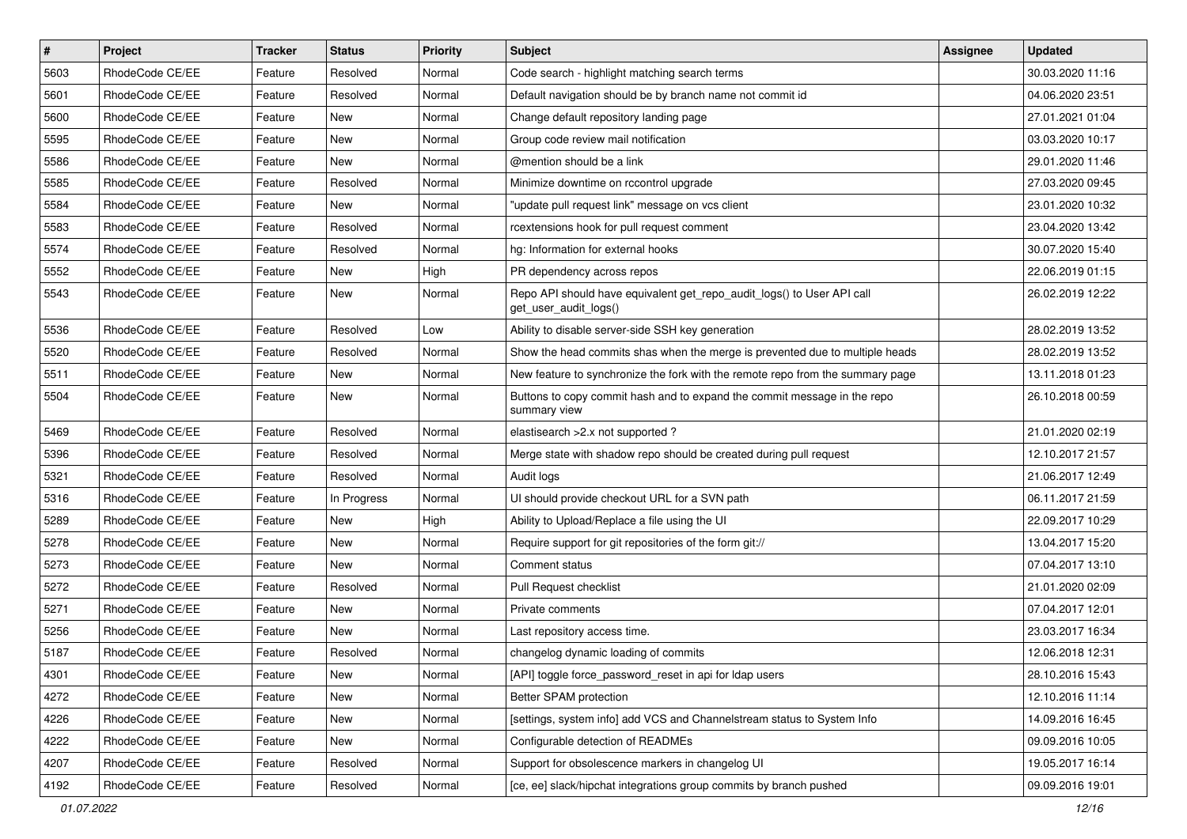| # | Project | Tracker | Status | Priority | Subject | Assignee | Updated |
|---|---|---|---|---|---|---|---|
| 5603 | RhodeCode CE/EE | Feature | Resolved | Normal | Code search - highlight matching search terms | | 30.03.2020 11:16 |
| 5601 | RhodeCode CE/EE | Feature | Resolved | Normal | Default navigation should be by branch name not commit id | | 04.06.2020 23:51 |
| 5600 | RhodeCode CE/EE | Feature | New | Normal | Change default repository landing page | | 27.01.2021 01:04 |
| 5595 | RhodeCode CE/EE | Feature | New | Normal | Group code review mail notification | | 03.03.2020 10:17 |
| 5586 | RhodeCode CE/EE | Feature | New | Normal | @mention should be a link | | 29.01.2020 11:46 |
| 5585 | RhodeCode CE/EE | Feature | Resolved | Normal | Minimize downtime on rccontrol upgrade | | 27.03.2020 09:45 |
| 5584 | RhodeCode CE/EE | Feature | New | Normal | "update pull request link" message on vcs client | | 23.01.2020 10:32 |
| 5583 | RhodeCode CE/EE | Feature | Resolved | Normal | rcextensions hook for pull request comment | | 23.04.2020 13:42 |
| 5574 | RhodeCode CE/EE | Feature | Resolved | Normal | hg: Information for external hooks | | 30.07.2020 15:40 |
| 5552 | RhodeCode CE/EE | Feature | New | High | PR dependency across repos | | 22.06.2019 01:15 |
| 5543 | RhodeCode CE/EE | Feature | New | Normal | Repo API should have equivalent get_repo_audit_logs() to User API call get_user_audit_logs() | | 26.02.2019 12:22 |
| 5536 | RhodeCode CE/EE | Feature | Resolved | Low | Ability to disable server-side SSH key generation | | 28.02.2019 13:52 |
| 5520 | RhodeCode CE/EE | Feature | Resolved | Normal | Show the head commits shas when the merge is prevented due to multiple heads | | 28.02.2019 13:52 |
| 5511 | RhodeCode CE/EE | Feature | New | Normal | New feature to synchronize the fork with the remote repo from the summary page | | 13.11.2018 01:23 |
| 5504 | RhodeCode CE/EE | Feature | New | Normal | Buttons to copy commit hash and to expand the commit message in the repo summary view | | 26.10.2018 00:59 |
| 5469 | RhodeCode CE/EE | Feature | Resolved | Normal | elastisearch >2.x not supported ? | | 21.01.2020 02:19 |
| 5396 | RhodeCode CE/EE | Feature | Resolved | Normal | Merge state with shadow repo should be created during pull request | | 12.10.2017 21:57 |
| 5321 | RhodeCode CE/EE | Feature | Resolved | Normal | Audit logs | | 21.06.2017 12:49 |
| 5316 | RhodeCode CE/EE | Feature | In Progress | Normal | UI should provide checkout URL for a SVN path | | 06.11.2017 21:59 |
| 5289 | RhodeCode CE/EE | Feature | New | High | Ability to Upload/Replace a file using the UI | | 22.09.2017 10:29 |
| 5278 | RhodeCode CE/EE | Feature | New | Normal | Require support for git repositories of the form git:// | | 13.04.2017 15:20 |
| 5273 | RhodeCode CE/EE | Feature | New | Normal | Comment status | | 07.04.2017 13:10 |
| 5272 | RhodeCode CE/EE | Feature | Resolved | Normal | Pull Request checklist | | 21.01.2020 02:09 |
| 5271 | RhodeCode CE/EE | Feature | New | Normal | Private comments | | 07.04.2017 12:01 |
| 5256 | RhodeCode CE/EE | Feature | New | Normal | Last repository access time. | | 23.03.2017 16:34 |
| 5187 | RhodeCode CE/EE | Feature | Resolved | Normal | changelog dynamic loading of commits | | 12.06.2018 12:31 |
| 4301 | RhodeCode CE/EE | Feature | New | Normal | [API] toggle force_password_reset in api for ldap users | | 28.10.2016 15:43 |
| 4272 | RhodeCode CE/EE | Feature | New | Normal | Better SPAM protection | | 12.10.2016 11:14 |
| 4226 | RhodeCode CE/EE | Feature | New | Normal | [settings, system info] add VCS and Channelstream status to System Info | | 14.09.2016 16:45 |
| 4222 | RhodeCode CE/EE | Feature | New | Normal | Configurable detection of READMEs | | 09.09.2016 10:05 |
| 4207 | RhodeCode CE/EE | Feature | Resolved | Normal | Support for obsolescence markers in changelog UI | | 19.05.2017 16:14 |
| 4192 | RhodeCode CE/EE | Feature | Resolved | Normal | [ce, ee] slack/hipchat integrations group commits by branch pushed | | 09.09.2016 19:01 |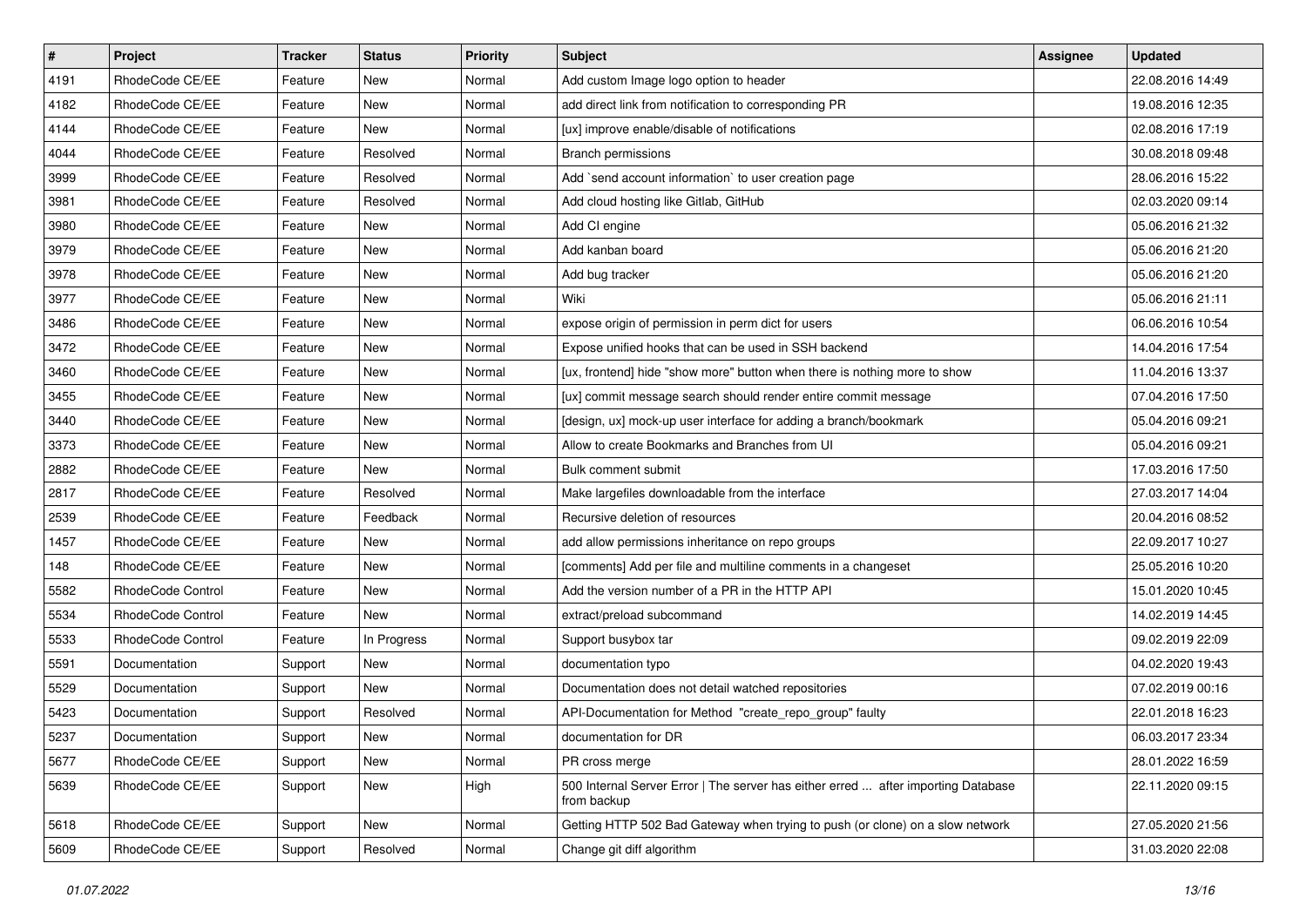| # | Project | Tracker | Status | Priority | Subject | Assignee | Updated |
|---|---|---|---|---|---|---|---|
| 4191 | RhodeCode CE/EE | Feature | New | Normal | Add custom Image logo option to header | | 22.08.2016 14:49 |
| 4182 | RhodeCode CE/EE | Feature | New | Normal | add direct link from notification to corresponding PR | | 19.08.2016 12:35 |
| 4144 | RhodeCode CE/EE | Feature | New | Normal | [ux] improve enable/disable of notifications | | 02.08.2016 17:19 |
| 4044 | RhodeCode CE/EE | Feature | Resolved | Normal | Branch permissions | | 30.08.2018 09:48 |
| 3999 | RhodeCode CE/EE | Feature | Resolved | Normal | Add `send account information` to user creation page | | 28.06.2016 15:22 |
| 3981 | RhodeCode CE/EE | Feature | Resolved | Normal | Add cloud hosting like Gitlab, GitHub | | 02.03.2020 09:14 |
| 3980 | RhodeCode CE/EE | Feature | New | Normal | Add CI engine | | 05.06.2016 21:32 |
| 3979 | RhodeCode CE/EE | Feature | New | Normal | Add kanban board | | 05.06.2016 21:20 |
| 3978 | RhodeCode CE/EE | Feature | New | Normal | Add bug tracker | | 05.06.2016 21:20 |
| 3977 | RhodeCode CE/EE | Feature | New | Normal | Wiki | | 05.06.2016 21:11 |
| 3486 | RhodeCode CE/EE | Feature | New | Normal | expose origin of permission in perm dict for users | | 06.06.2016 10:54 |
| 3472 | RhodeCode CE/EE | Feature | New | Normal | Expose unified hooks that can be used in SSH backend | | 14.04.2016 17:54 |
| 3460 | RhodeCode CE/EE | Feature | New | Normal | [ux, frontend] hide "show more" button when there is nothing more to show | | 11.04.2016 13:37 |
| 3455 | RhodeCode CE/EE | Feature | New | Normal | [ux] commit message search should render entire commit message | | 07.04.2016 17:50 |
| 3440 | RhodeCode CE/EE | Feature | New | Normal | [design, ux] mock-up user interface for adding a branch/bookmark | | 05.04.2016 09:21 |
| 3373 | RhodeCode CE/EE | Feature | New | Normal | Allow to create Bookmarks and Branches from UI | | 05.04.2016 09:21 |
| 2882 | RhodeCode CE/EE | Feature | New | Normal | Bulk comment submit | | 17.03.2016 17:50 |
| 2817 | RhodeCode CE/EE | Feature | Resolved | Normal | Make largefiles downloadable from the interface | | 27.03.2017 14:04 |
| 2539 | RhodeCode CE/EE | Feature | Feedback | Normal | Recursive deletion of resources | | 20.04.2016 08:52 |
| 1457 | RhodeCode CE/EE | Feature | New | Normal | add allow permissions inheritance on repo groups | | 22.09.2017 10:27 |
| 148 | RhodeCode CE/EE | Feature | New | Normal | [comments] Add per file and multiline comments in a changeset | | 25.05.2016 10:20 |
| 5582 | RhodeCode Control | Feature | New | Normal | Add the version number of a PR in the HTTP API | | 15.01.2020 10:45 |
| 5534 | RhodeCode Control | Feature | New | Normal | extract/preload subcommand | | 14.02.2019 14:45 |
| 5533 | RhodeCode Control | Feature | In Progress | Normal | Support busybox tar | | 09.02.2019 22:09 |
| 5591 | Documentation | Support | New | Normal | documentation typo | | 04.02.2020 19:43 |
| 5529 | Documentation | Support | New | Normal | Documentation does not detail watched repositories | | 07.02.2019 00:16 |
| 5423 | Documentation | Support | Resolved | Normal | API-Documentation for Method "create_repo_group" faulty | | 22.01.2018 16:23 |
| 5237 | Documentation | Support | New | Normal | documentation for DR | | 06.03.2017 23:34 |
| 5677 | RhodeCode CE/EE | Support | New | Normal | PR cross merge | | 28.01.2022 16:59 |
| 5639 | RhodeCode CE/EE | Support | New | High | 500 Internal Server Error \| The server has either erred ... after importing Database from backup | | 22.11.2020 09:15 |
| 5618 | RhodeCode CE/EE | Support | New | Normal | Getting HTTP 502 Bad Gateway when trying to push (or clone) on a slow network | | 27.05.2020 21:56 |
| 5609 | RhodeCode CE/EE | Support | Resolved | Normal | Change git diff algorithm | | 31.03.2020 22:08 |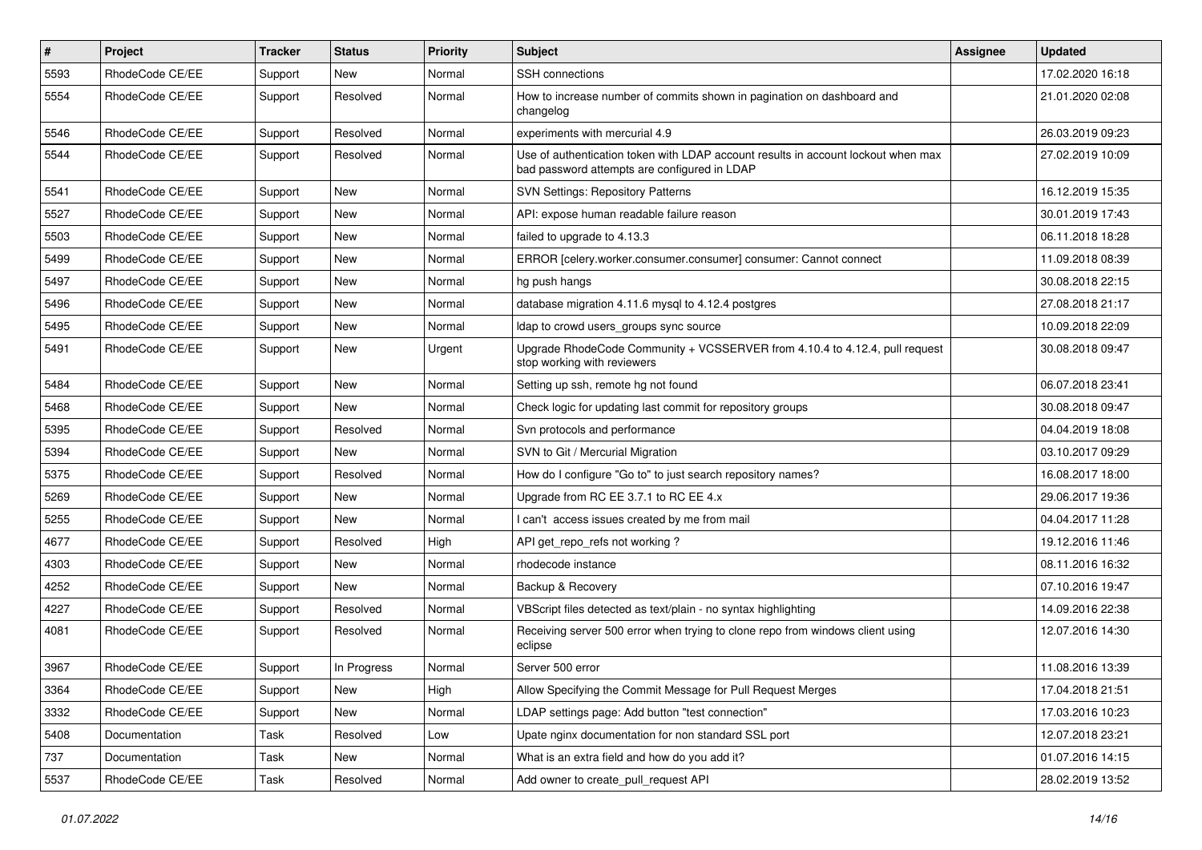| # | Project | Tracker | Status | Priority | Subject | Assignee | Updated |
|---|---|---|---|---|---|---|---|
| 5593 | RhodeCode CE/EE | Support | New | Normal | SSH connections | | 17.02.2020 16:18 |
| 5554 | RhodeCode CE/EE | Support | Resolved | Normal | How to increase number of commits shown in pagination on dashboard and changelog | | 21.01.2020 02:08 |
| 5546 | RhodeCode CE/EE | Support | Resolved | Normal | experiments with mercurial 4.9 | | 26.03.2019 09:23 |
| 5544 | RhodeCode CE/EE | Support | Resolved | Normal | Use of authentication token with LDAP account results in account lockout when max bad password attempts are configured in LDAP | | 27.02.2019 10:09 |
| 5541 | RhodeCode CE/EE | Support | New | Normal | SVN Settings: Repository Patterns | | 16.12.2019 15:35 |
| 5527 | RhodeCode CE/EE | Support | New | Normal | API: expose human readable failure reason | | 30.01.2019 17:43 |
| 5503 | RhodeCode CE/EE | Support | New | Normal | failed to upgrade to 4.13.3 | | 06.11.2018 18:28 |
| 5499 | RhodeCode CE/EE | Support | New | Normal | ERROR [celery.worker.consumer.consumer] consumer: Cannot connect | | 11.09.2018 08:39 |
| 5497 | RhodeCode CE/EE | Support | New | Normal | hg push hangs | | 30.08.2018 22:15 |
| 5496 | RhodeCode CE/EE | Support | New | Normal | database migration 4.11.6 mysql to 4.12.4 postgres | | 27.08.2018 21:17 |
| 5495 | RhodeCode CE/EE | Support | New | Normal | ldap to crowd users_groups sync source | | 10.09.2018 22:09 |
| 5491 | RhodeCode CE/EE | Support | New | Urgent | Upgrade RhodeCode Community + VCSSERVER from 4.10.4 to 4.12.4, pull request stop working with reviewers | | 30.08.2018 09:47 |
| 5484 | RhodeCode CE/EE | Support | New | Normal | Setting up ssh, remote hg not found | | 06.07.2018 23:41 |
| 5468 | RhodeCode CE/EE | Support | New | Normal | Check logic for updating last commit for repository groups | | 30.08.2018 09:47 |
| 5395 | RhodeCode CE/EE | Support | Resolved | Normal | Svn protocols and performance | | 04.04.2019 18:08 |
| 5394 | RhodeCode CE/EE | Support | New | Normal | SVN to Git / Mercurial Migration | | 03.10.2017 09:29 |
| 5375 | RhodeCode CE/EE | Support | Resolved | Normal | How do I configure "Go to" to just search repository names? | | 16.08.2017 18:00 |
| 5269 | RhodeCode CE/EE | Support | New | Normal | Upgrade from RC EE 3.7.1 to RC EE 4.x | | 29.06.2017 19:36 |
| 5255 | RhodeCode CE/EE | Support | New | Normal | I can't access issues created by me from mail | | 04.04.2017 11:28 |
| 4677 | RhodeCode CE/EE | Support | Resolved | High | API get_repo_refs not working ? | | 19.12.2016 11:46 |
| 4303 | RhodeCode CE/EE | Support | New | Normal | rhodecode instance | | 08.11.2016 16:32 |
| 4252 | RhodeCode CE/EE | Support | New | Normal | Backup & Recovery | | 07.10.2016 19:47 |
| 4227 | RhodeCode CE/EE | Support | Resolved | Normal | VBScript files detected as text/plain - no syntax highlighting | | 14.09.2016 22:38 |
| 4081 | RhodeCode CE/EE | Support | Resolved | Normal | Receiving server 500 error when trying to clone repo from windows client using eclipse | | 12.07.2016 14:30 |
| 3967 | RhodeCode CE/EE | Support | In Progress | Normal | Server 500 error | | 11.08.2016 13:39 |
| 3364 | RhodeCode CE/EE | Support | New | High | Allow Specifying the Commit Message for Pull Request Merges | | 17.04.2018 21:51 |
| 3332 | RhodeCode CE/EE | Support | New | Normal | LDAP settings page: Add button "test connection" | | 17.03.2016 10:23 |
| 5408 | Documentation | Task | Resolved | Low | Upate nginx documentation for non standard SSL port | | 12.07.2018 23:21 |
| 737 | Documentation | Task | New | Normal | What is an extra field and how do you add it? | | 01.07.2016 14:15 |
| 5537 | RhodeCode CE/EE | Task | Resolved | Normal | Add owner to create_pull_request API | | 28.02.2019 13:52 |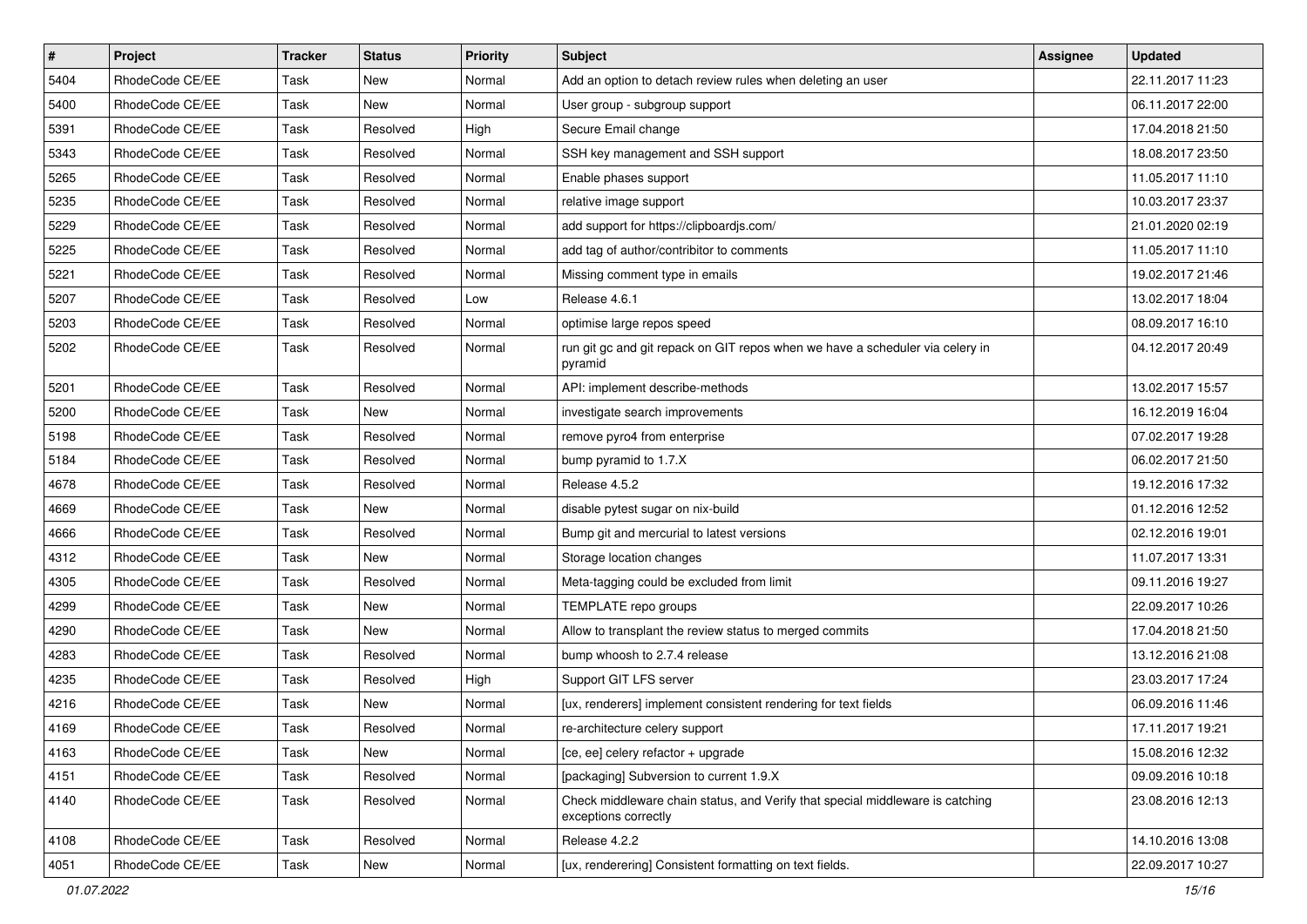| # | Project | Tracker | Status | Priority | Subject | Assignee | Updated |
|---|---|---|---|---|---|---|---|
| 5404 | RhodeCode CE/EE | Task | New | Normal | Add an option to detach review rules when deleting an user | | 22.11.2017 11:23 |
| 5400 | RhodeCode CE/EE | Task | New | Normal | User group - subgroup support | | 06.11.2017 22:00 |
| 5391 | RhodeCode CE/EE | Task | Resolved | High | Secure Email change | | 17.04.2018 21:50 |
| 5343 | RhodeCode CE/EE | Task | Resolved | Normal | SSH key management and SSH support | | 18.08.2017 23:50 |
| 5265 | RhodeCode CE/EE | Task | Resolved | Normal | Enable phases support | | 11.05.2017 11:10 |
| 5235 | RhodeCode CE/EE | Task | Resolved | Normal | relative image support | | 10.03.2017 23:37 |
| 5229 | RhodeCode CE/EE | Task | Resolved | Normal | add support for https://clipboardjs.com/ | | 21.01.2020 02:19 |
| 5225 | RhodeCode CE/EE | Task | Resolved | Normal | add tag of author/contribitor to comments | | 11.05.2017 11:10 |
| 5221 | RhodeCode CE/EE | Task | Resolved | Normal | Missing comment type in emails | | 19.02.2017 21:46 |
| 5207 | RhodeCode CE/EE | Task | Resolved | Low | Release 4.6.1 | | 13.02.2017 18:04 |
| 5203 | RhodeCode CE/EE | Task | Resolved | Normal | optimise large repos speed | | 08.09.2017 16:10 |
| 5202 | RhodeCode CE/EE | Task | Resolved | Normal | run git gc and git repack on GIT repos when we have a scheduler via celery in pyramid | | 04.12.2017 20:49 |
| 5201 | RhodeCode CE/EE | Task | Resolved | Normal | API: implement describe-methods | | 13.02.2017 15:57 |
| 5200 | RhodeCode CE/EE | Task | New | Normal | investigate search improvements | | 16.12.2019 16:04 |
| 5198 | RhodeCode CE/EE | Task | Resolved | Normal | remove pyro4 from enterprise | | 07.02.2017 19:28 |
| 5184 | RhodeCode CE/EE | Task | Resolved | Normal | bump pyramid to 1.7.X | | 06.02.2017 21:50 |
| 4678 | RhodeCode CE/EE | Task | Resolved | Normal | Release 4.5.2 | | 19.12.2016 17:32 |
| 4669 | RhodeCode CE/EE | Task | New | Normal | disable pytest sugar on nix-build | | 01.12.2016 12:52 |
| 4666 | RhodeCode CE/EE | Task | Resolved | Normal | Bump git and mercurial to latest versions | | 02.12.2016 19:01 |
| 4312 | RhodeCode CE/EE | Task | New | Normal | Storage location changes | | 11.07.2017 13:31 |
| 4305 | RhodeCode CE/EE | Task | Resolved | Normal | Meta-tagging could be excluded from limit | | 09.11.2016 19:27 |
| 4299 | RhodeCode CE/EE | Task | New | Normal | TEMPLATE repo groups | | 22.09.2017 10:26 |
| 4290 | RhodeCode CE/EE | Task | New | Normal | Allow to transplant the review status to merged commits | | 17.04.2018 21:50 |
| 4283 | RhodeCode CE/EE | Task | Resolved | Normal | bump whoosh to 2.7.4 release | | 13.12.2016 21:08 |
| 4235 | RhodeCode CE/EE | Task | Resolved | High | Support GIT LFS server | | 23.03.2017 17:24 |
| 4216 | RhodeCode CE/EE | Task | New | Normal | [ux, renderers] implement consistent rendering for text fields | | 06.09.2016 11:46 |
| 4169 | RhodeCode CE/EE | Task | Resolved | Normal | re-architecture celery support | | 17.11.2017 19:21 |
| 4163 | RhodeCode CE/EE | Task | New | Normal | [ce, ee] celery refactor + upgrade | | 15.08.2016 12:32 |
| 4151 | RhodeCode CE/EE | Task | Resolved | Normal | [packaging] Subversion to current 1.9.X | | 09.09.2016 10:18 |
| 4140 | RhodeCode CE/EE | Task | Resolved | Normal | Check middleware chain status, and Verify that special middleware is catching exceptions correctly | | 23.08.2016 12:13 |
| 4108 | RhodeCode CE/EE | Task | Resolved | Normal | Release 4.2.2 | | 14.10.2016 13:08 |
| 4051 | RhodeCode CE/EE | Task | New | Normal | [ux, renderering] Consistent formatting on text fields. | | 22.09.2017 10:27 |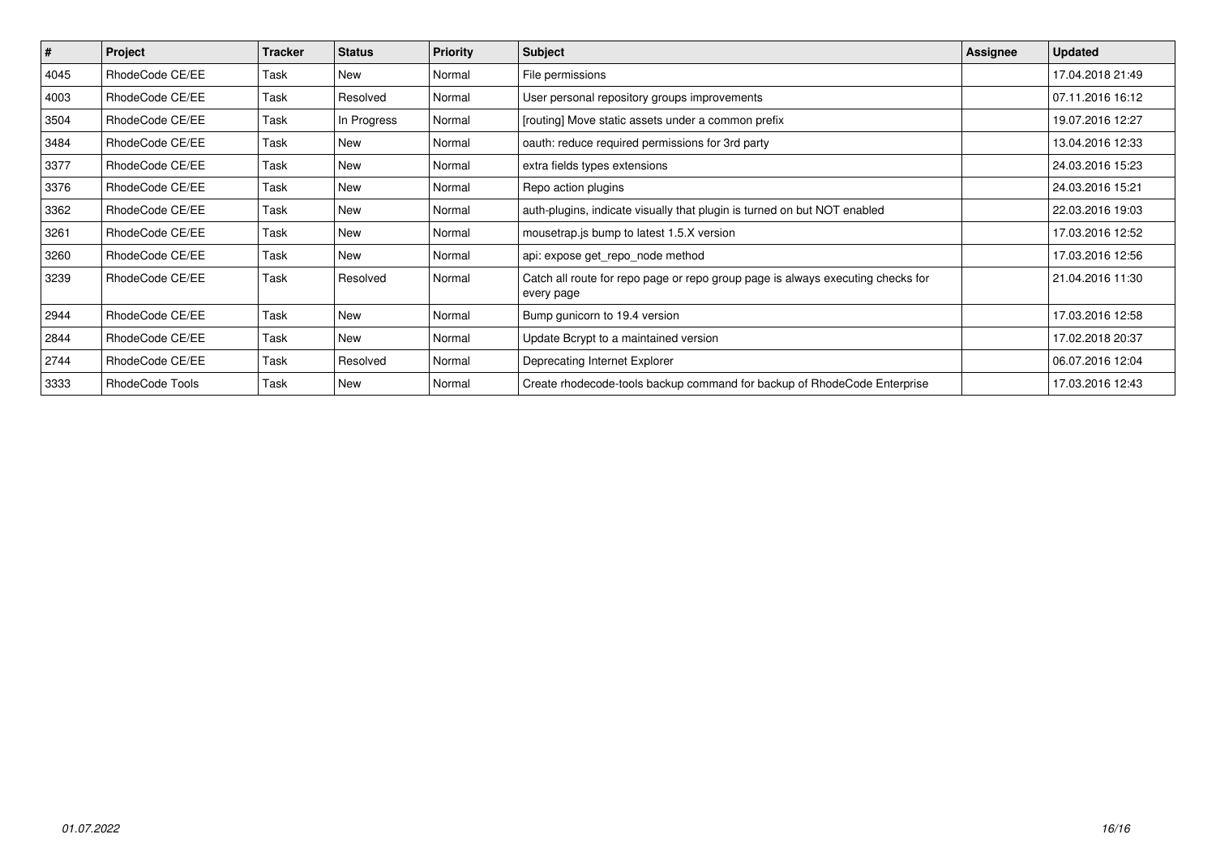| # | Project | Tracker | Status | Priority | Subject | Assignee | Updated |
|---|---|---|---|---|---|---|---|
| 4045 | RhodeCode CE/EE | Task | New | Normal | File permissions | | 17.04.2018 21:49 |
| 4003 | RhodeCode CE/EE | Task | Resolved | Normal | User personal repository groups improvements | | 07.11.2016 16:12 |
| 3504 | RhodeCode CE/EE | Task | In Progress | Normal | [routing] Move static assets under a common prefix | | 19.07.2016 12:27 |
| 3484 | RhodeCode CE/EE | Task | New | Normal | oauth: reduce required permissions for 3rd party | | 13.04.2016 12:33 |
| 3377 | RhodeCode CE/EE | Task | New | Normal | extra fields types extensions | | 24.03.2016 15:23 |
| 3376 | RhodeCode CE/EE | Task | New | Normal | Repo action plugins | | 24.03.2016 15:21 |
| 3362 | RhodeCode CE/EE | Task | New | Normal | auth-plugins, indicate visually that plugin is turned on but NOT enabled | | 22.03.2016 19:03 |
| 3261 | RhodeCode CE/EE | Task | New | Normal | mousetrap.js bump to latest 1.5.X version | | 17.03.2016 12:52 |
| 3260 | RhodeCode CE/EE | Task | New | Normal | api: expose get_repo_node method | | 17.03.2016 12:56 |
| 3239 | RhodeCode CE/EE | Task | Resolved | Normal | Catch all route for repo page or repo group page is always executing checks for every page | | 21.04.2016 11:30 |
| 2944 | RhodeCode CE/EE | Task | New | Normal | Bump gunicorn to 19.4 version | | 17.03.2016 12:58 |
| 2844 | RhodeCode CE/EE | Task | New | Normal | Update Bcrypt to a maintained version | | 17.02.2018 20:37 |
| 2744 | RhodeCode CE/EE | Task | Resolved | Normal | Deprecating Internet Explorer | | 06.07.2016 12:04 |
| 3333 | RhodeCode Tools | Task | New | Normal | Create rhodecode-tools backup command for backup of RhodeCode Enterprise | | 17.03.2016 12:43 |